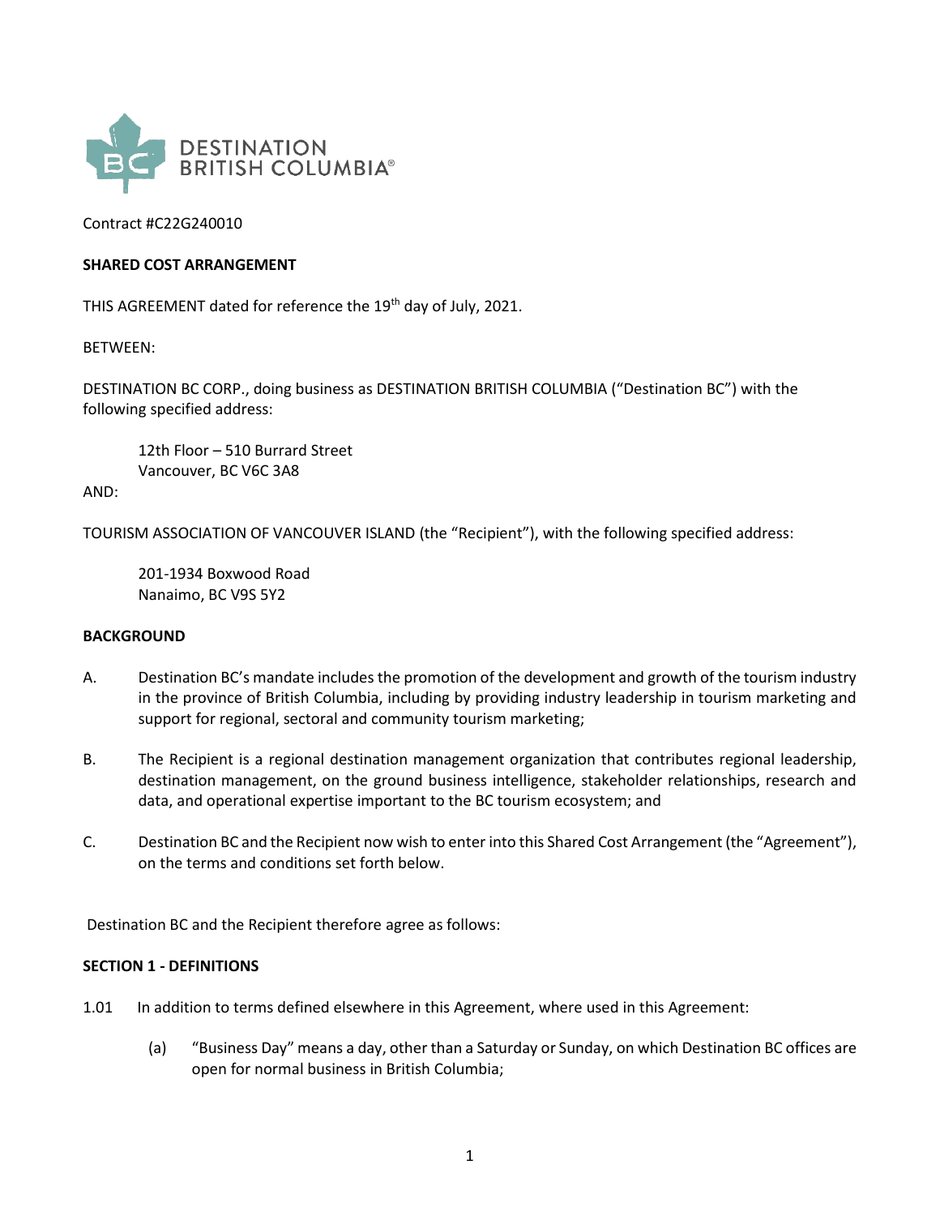Contract #C22G240010

**SHARED COST ARRANGEMENT**

THIS AGREEMENT dated for reference the 19th day of July, 2021.

BETWEEN:

DESTINATION BC CORP., doing business as DESTINATION BRITISH COLUMBIA ("Destination BC") with the following specified address:

> 12th Floor – 510 Burrard Street
> Vancouver, BC V6C 3A8

AND:

TOURISM ASSOCIATION OF VANCOUVER ISLAND (the "Recipient"), with the following specified address:

> 201-1934 Boxwood Road
> Nanaimo, BC V9S 5Y2

**BACKGROUND**

A. Destination BC's mandate includes the promotion of the development and growth of the tourism industry in the province of British Columbia, including by providing industry leadership in tourism marketing and support for regional, sectoral and community tourism marketing;

B. The Recipient is a regional destination management organization that contributes regional leadership, destination management, on the ground business intelligence, stakeholder relationships, research and data, and operational expertise important to the BC tourism ecosystem; and

C. Destination BC and the Recipient now wish to enter into this Shared Cost Arrangement (the "Agreement"), on the terms and conditions set forth below.

Destination BC and the Recipient therefore agree as follows:

**SECTION 1 - DEFINITIONS**

1.01 In addition to terms defined elsewhere in this Agreement, where used in this Agreement:

(a) "Business Day" means a day, other than a Saturday or Sunday, on which Destination BC offices are open for normal business in British Columbia;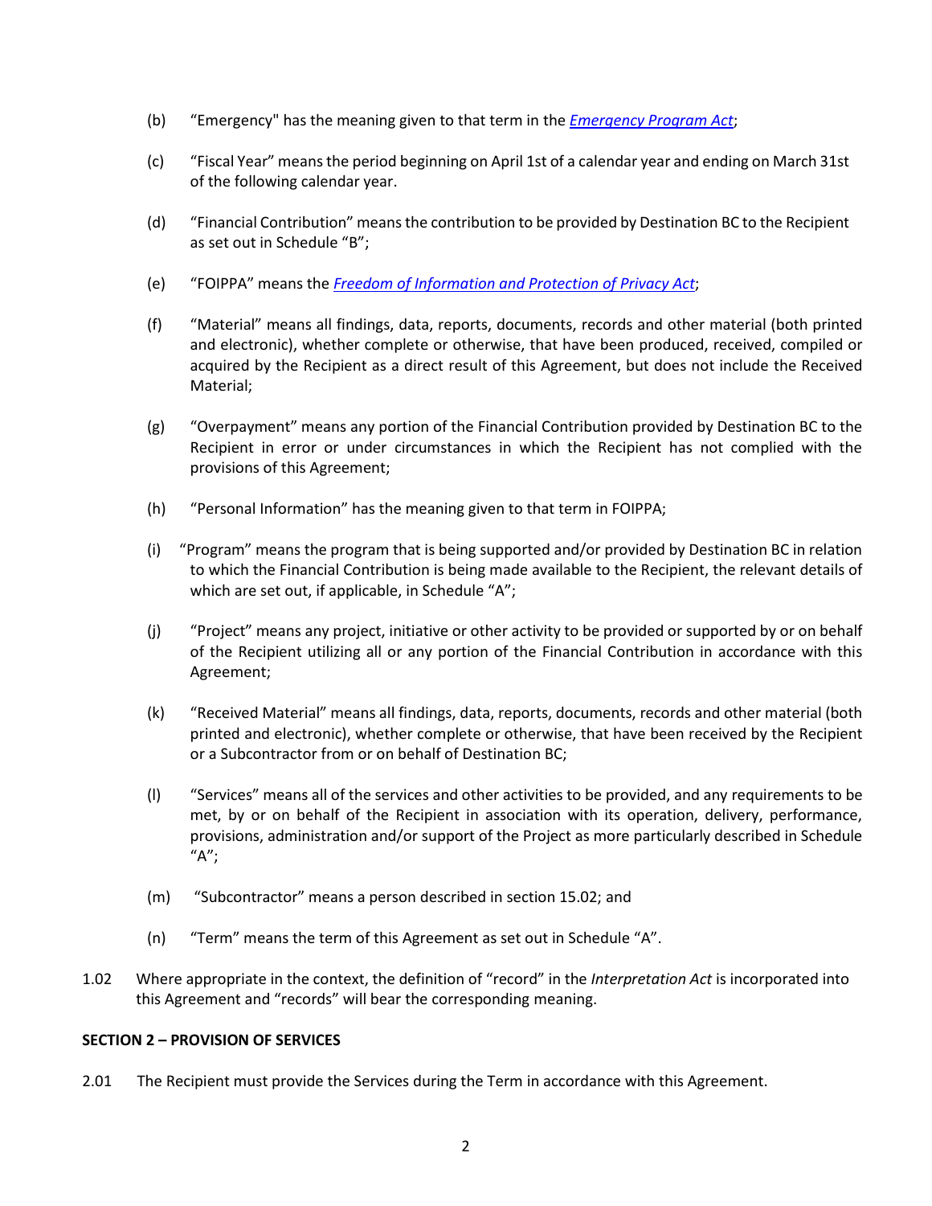(b) "Emergency" has the meaning given to that term in the *Emergency Program Act*;

(c) "Fiscal Year" means the period beginning on April 1st of a calendar year and ending on March 31st of the following calendar year.

(d) "Financial Contribution" means the contribution to be provided by Destination BC to the Recipient as set out in Schedule "B";

(e) "FOIPPA" means the *Freedom of Information and Protection of Privacy Act*;

(f) "Material" means all findings, data, reports, documents, records and other material (both printed and electronic), whether complete or otherwise, that have been produced, received, compiled or acquired by the Recipient as a direct result of this Agreement, but does not include the Received Material;

(g) "Overpayment" means any portion of the Financial Contribution provided by Destination BC to the Recipient in error or under circumstances in which the Recipient has not complied with the provisions of this Agreement;

(h) "Personal Information" has the meaning given to that term in FOIPPA;

(i) "Program" means the program that is being supported and/or provided by Destination BC in relation to which the Financial Contribution is being made available to the Recipient, the relevant details of which are set out, if applicable, in Schedule "A";

(j) "Project" means any project, initiative or other activity to be provided or supported by or on behalf of the Recipient utilizing all or any portion of the Financial Contribution in accordance with this Agreement;

(k) "Received Material" means all findings, data, reports, documents, records and other material (both printed and electronic), whether complete or otherwise, that have been received by the Recipient or a Subcontractor from or on behalf of Destination BC;

(l) "Services" means all of the services and other activities to be provided, and any requirements to be met, by or on behalf of the Recipient in association with its operation, delivery, performance, provisions, administration and/or support of the Project as more particularly described in Schedule "A";

(m) "Subcontractor" means a person described in section 15.02; and

(n) "Term" means the term of this Agreement as set out in Schedule "A".

1.02 Where appropriate in the context, the definition of "record" in the *Interpretation Act* is incorporated into this Agreement and "records" will bear the corresponding meaning.

**SECTION 2 – PROVISION OF SERVICES**

2.01 The Recipient must provide the Services during the Term in accordance with this Agreement.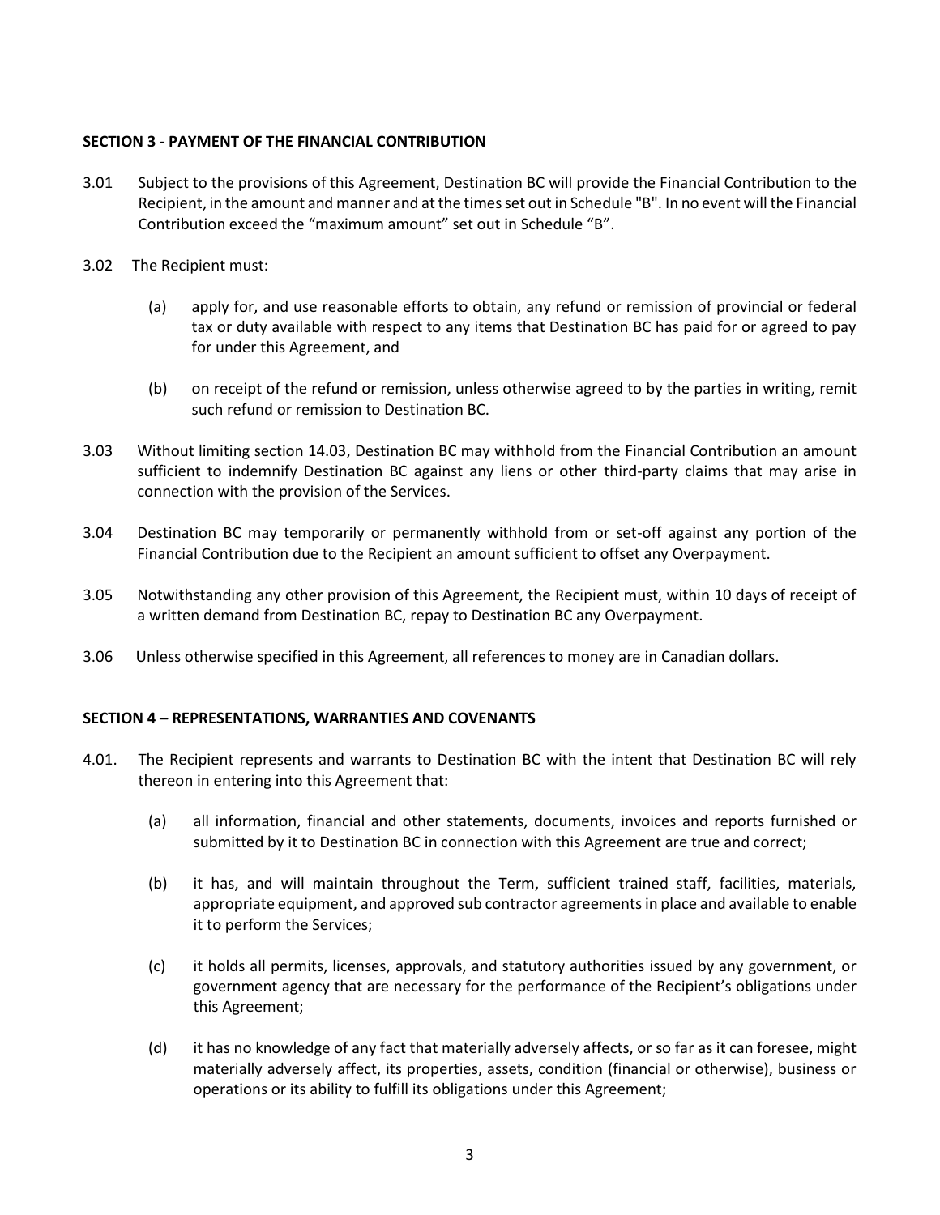**SECTION 3 - PAYMENT OF THE FINANCIAL CONTRIBUTION**

3.01 Subject to the provisions of this Agreement, Destination BC will provide the Financial Contribution to the Recipient, in the amount and manner and at the times set out in Schedule "B". In no event will the Financial Contribution exceed the "maximum amount" set out in Schedule "B".

3.02 The Recipient must:

(a) apply for, and use reasonable efforts to obtain, any refund or remission of provincial or federal tax or duty available with respect to any items that Destination BC has paid for or agreed to pay for under this Agreement, and

(b) on receipt of the refund or remission, unless otherwise agreed to by the parties in writing, remit such refund or remission to Destination BC.

3.03 Without limiting section 14.03, Destination BC may withhold from the Financial Contribution an amount sufficient to indemnify Destination BC against any liens or other third-party claims that may arise in connection with the provision of the Services.

3.04 Destination BC may temporarily or permanently withhold from or set-off against any portion of the Financial Contribution due to the Recipient an amount sufficient to offset any Overpayment.

3.05 Notwithstanding any other provision of this Agreement, the Recipient must, within 10 days of receipt of a written demand from Destination BC, repay to Destination BC any Overpayment.

3.06 Unless otherwise specified in this Agreement, all references to money are in Canadian dollars.

**SECTION 4 – REPRESENTATIONS, WARRANTIES AND COVENANTS**

4.01. The Recipient represents and warrants to Destination BC with the intent that Destination BC will rely thereon in entering into this Agreement that:

(a) all information, financial and other statements, documents, invoices and reports furnished or submitted by it to Destination BC in connection with this Agreement are true and correct;

(b) it has, and will maintain throughout the Term, sufficient trained staff, facilities, materials, appropriate equipment, and approved sub contractor agreements in place and available to enable it to perform the Services;

(c) it holds all permits, licenses, approvals, and statutory authorities issued by any government, or government agency that are necessary for the performance of the Recipient's obligations under this Agreement;

(d) it has no knowledge of any fact that materially adversely affects, or so far as it can foresee, might materially adversely affect, its properties, assets, condition (financial or otherwise), business or operations or its ability to fulfill its obligations under this Agreement;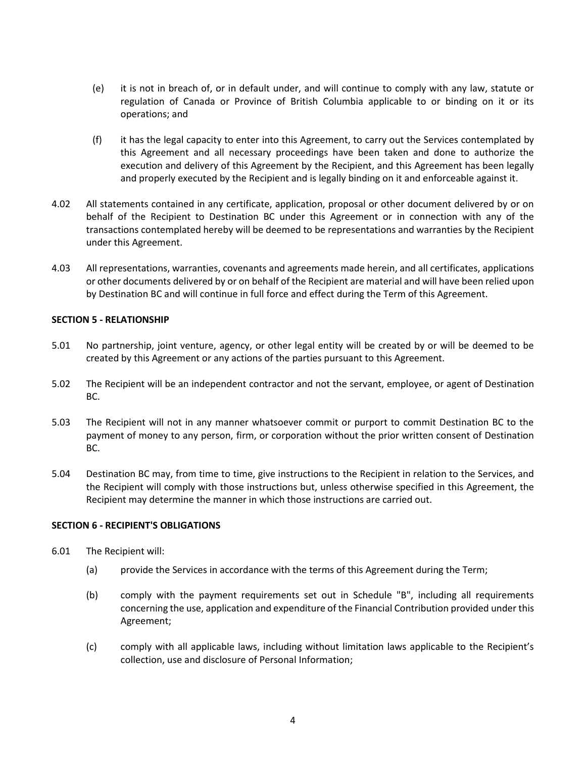(e) it is not in breach of, or in default under, and will continue to comply with any law, statute or regulation of Canada or Province of British Columbia applicable to or binding on it or its operations; and

(f) it has the legal capacity to enter into this Agreement, to carry out the Services contemplated by this Agreement and all necessary proceedings have been taken and done to authorize the execution and delivery of this Agreement by the Recipient, and this Agreement has been legally and properly executed by the Recipient and is legally binding on it and enforceable against it.

4.02 All statements contained in any certificate, application, proposal or other document delivered by or on behalf of the Recipient to Destination BC under this Agreement or in connection with any of the transactions contemplated hereby will be deemed to be representations and warranties by the Recipient under this Agreement.

4.03 All representations, warranties, covenants and agreements made herein, and all certificates, applications or other documents delivered by or on behalf of the Recipient are material and will have been relied upon by Destination BC and will continue in full force and effect during the Term of this Agreement.

**SECTION 5 - RELATIONSHIP**

5.01 No partnership, joint venture, agency, or other legal entity will be created by or will be deemed to be created by this Agreement or any actions of the parties pursuant to this Agreement.

5.02 The Recipient will be an independent contractor and not the servant, employee, or agent of Destination BC.

5.03 The Recipient will not in any manner whatsoever commit or purport to commit Destination BC to the payment of money to any person, firm, or corporation without the prior written consent of Destination BC.

5.04 Destination BC may, from time to time, give instructions to the Recipient in relation to the Services, and the Recipient will comply with those instructions but, unless otherwise specified in this Agreement, the Recipient may determine the manner in which those instructions are carried out.

**SECTION 6 - RECIPIENT'S OBLIGATIONS**

6.01 The Recipient will:

(a) provide the Services in accordance with the terms of this Agreement during the Term;

(b) comply with the payment requirements set out in Schedule "B", including all requirements concerning the use, application and expenditure of the Financial Contribution provided under this Agreement;

(c) comply with all applicable laws, including without limitation laws applicable to the Recipient's collection, use and disclosure of Personal Information;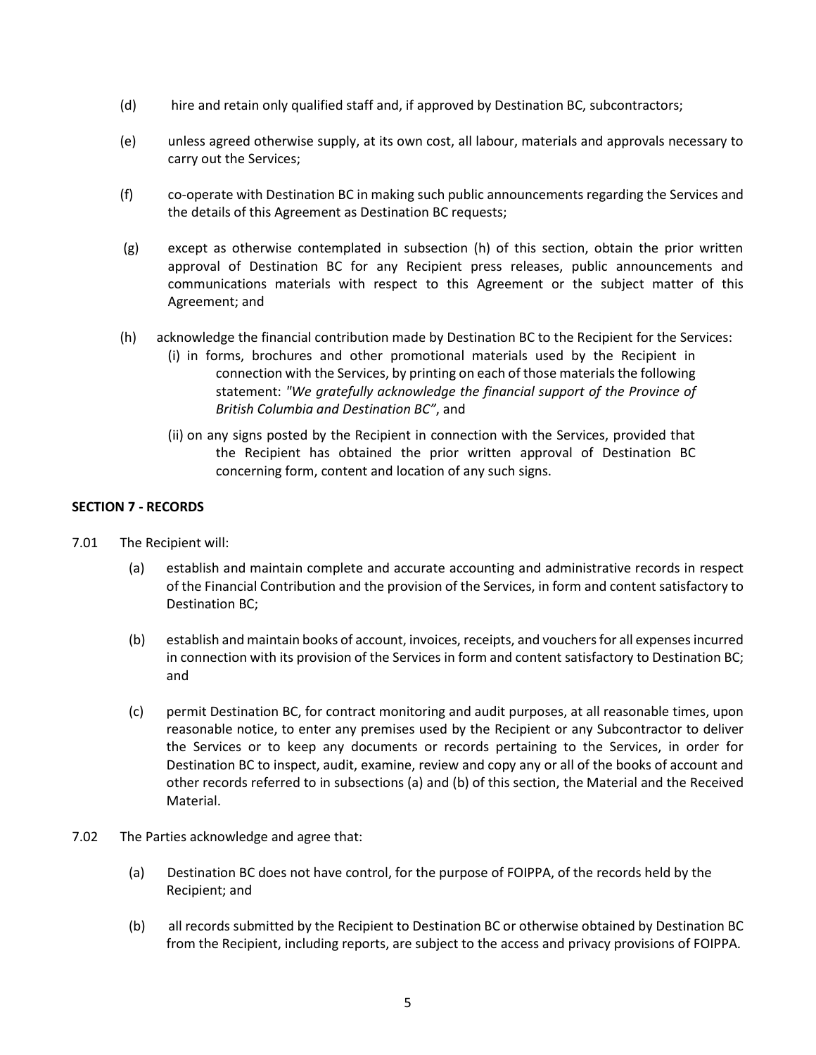(d) hire and retain only qualified staff and, if approved by Destination BC, subcontractors;

(e) unless agreed otherwise supply, at its own cost, all labour, materials and approvals necessary to carry out the Services;

(f) co-operate with Destination BC in making such public announcements regarding the Services and the details of this Agreement as Destination BC requests;

(g) except as otherwise contemplated in subsection (h) of this section, obtain the prior written approval of Destination BC for any Recipient press releases, public announcements and communications materials with respect to this Agreement or the subject matter of this Agreement; and

(h) acknowledge the financial contribution made by Destination BC to the Recipient for the Services:

  (i) in forms, brochures and other promotional materials used by the Recipient in connection with the Services, by printing on each of those materials the following statement: *"We gratefully acknowledge the financial support of the Province of British Columbia and Destination BC"*, and

  (ii) on any signs posted by the Recipient in connection with the Services, provided that the Recipient has obtained the prior written approval of Destination BC concerning form, content and location of any such signs.

**SECTION 7 - RECORDS**

7.01 The Recipient will:

(a) establish and maintain complete and accurate accounting and administrative records in respect of the Financial Contribution and the provision of the Services, in form and content satisfactory to Destination BC;

(b) establish and maintain books of account, invoices, receipts, and vouchers for all expenses incurred in connection with its provision of the Services in form and content satisfactory to Destination BC; and

(c) permit Destination BC, for contract monitoring and audit purposes, at all reasonable times, upon reasonable notice, to enter any premises used by the Recipient or any Subcontractor to deliver the Services or to keep any documents or records pertaining to the Services, in order for Destination BC to inspect, audit, examine, review and copy any or all of the books of account and other records referred to in subsections (a) and (b) of this section, the Material and the Received Material.

7.02 The Parties acknowledge and agree that:

(a) Destination BC does not have control, for the purpose of FOIPPA, of the records held by the Recipient; and

(b) all records submitted by the Recipient to Destination BC or otherwise obtained by Destination BC from the Recipient, including reports, are subject to the access and privacy provisions of FOIPPA.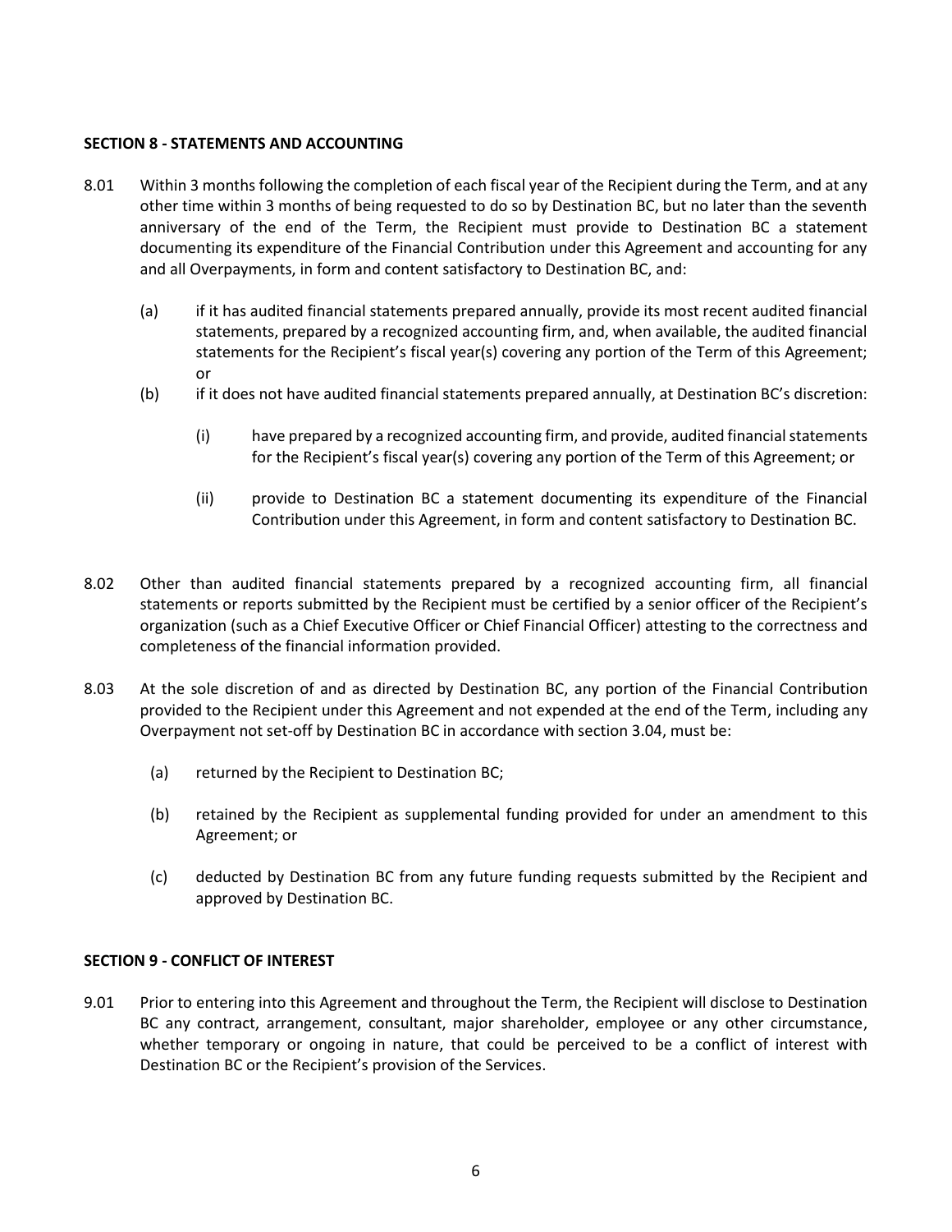**SECTION 8 - STATEMENTS AND ACCOUNTING**

8.01 Within 3 months following the completion of each fiscal year of the Recipient during the Term, and at any other time within 3 months of being requested to do so by Destination BC, but no later than the seventh anniversary of the end of the Term, the Recipient must provide to Destination BC a statement documenting its expenditure of the Financial Contribution under this Agreement and accounting for any and all Overpayments, in form and content satisfactory to Destination BC, and:

(a) if it has audited financial statements prepared annually, provide its most recent audited financial statements, prepared by a recognized accounting firm, and, when available, the audited financial statements for the Recipient's fiscal year(s) covering any portion of the Term of this Agreement; or

(b) if it does not have audited financial statements prepared annually, at Destination BC's discretion:

(i) have prepared by a recognized accounting firm, and provide, audited financial statements for the Recipient's fiscal year(s) covering any portion of the Term of this Agreement; or

(ii) provide to Destination BC a statement documenting its expenditure of the Financial Contribution under this Agreement, in form and content satisfactory to Destination BC.

8.02 Other than audited financial statements prepared by a recognized accounting firm, all financial statements or reports submitted by the Recipient must be certified by a senior officer of the Recipient's organization (such as a Chief Executive Officer or Chief Financial Officer) attesting to the correctness and completeness of the financial information provided.

8.03 At the sole discretion of and as directed by Destination BC, any portion of the Financial Contribution provided to the Recipient under this Agreement and not expended at the end of the Term, including any Overpayment not set-off by Destination BC in accordance with section 3.04, must be:

(a) returned by the Recipient to Destination BC;

(b) retained by the Recipient as supplemental funding provided for under an amendment to this Agreement; or

(c) deducted by Destination BC from any future funding requests submitted by the Recipient and approved by Destination BC.

**SECTION 9 - CONFLICT OF INTEREST**

9.01 Prior to entering into this Agreement and throughout the Term, the Recipient will disclose to Destination BC any contract, arrangement, consultant, major shareholder, employee or any other circumstance, whether temporary or ongoing in nature, that could be perceived to be a conflict of interest with Destination BC or the Recipient's provision of the Services.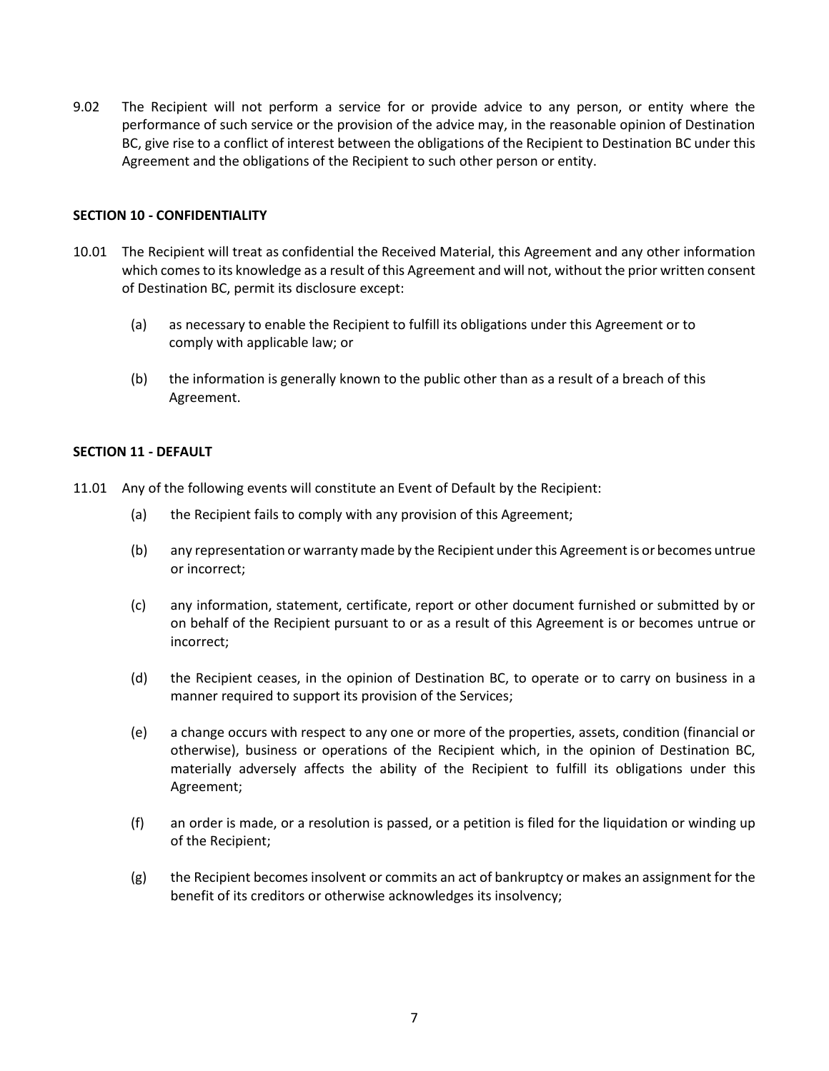9.02 The Recipient will not perform a service for or provide advice to any person, or entity where the performance of such service or the provision of the advice may, in the reasonable opinion of Destination BC, give rise to a conflict of interest between the obligations of the Recipient to Destination BC under this Agreement and the obligations of the Recipient to such other person or entity.

**SECTION 10 - CONFIDENTIALITY**

10.01 The Recipient will treat as confidential the Received Material, this Agreement and any other information which comes to its knowledge as a result of this Agreement and will not, without the prior written consent of Destination BC, permit its disclosure except:

(a) as necessary to enable the Recipient to fulfill its obligations under this Agreement or to comply with applicable law; or

(b) the information is generally known to the public other than as a result of a breach of this Agreement.

**SECTION 11 - DEFAULT**

11.01 Any of the following events will constitute an Event of Default by the Recipient:

(a) the Recipient fails to comply with any provision of this Agreement;

(b) any representation or warranty made by the Recipient under this Agreement is or becomes untrue or incorrect;

(c) any information, statement, certificate, report or other document furnished or submitted by or on behalf of the Recipient pursuant to or as a result of this Agreement is or becomes untrue or incorrect;

(d) the Recipient ceases, in the opinion of Destination BC, to operate or to carry on business in a manner required to support its provision of the Services;

(e) a change occurs with respect to any one or more of the properties, assets, condition (financial or otherwise), business or operations of the Recipient which, in the opinion of Destination BC, materially adversely affects the ability of the Recipient to fulfill its obligations under this Agreement;

(f) an order is made, or a resolution is passed, or a petition is filed for the liquidation or winding up of the Recipient;

(g) the Recipient becomes insolvent or commits an act of bankruptcy or makes an assignment for the benefit of its creditors or otherwise acknowledges its insolvency;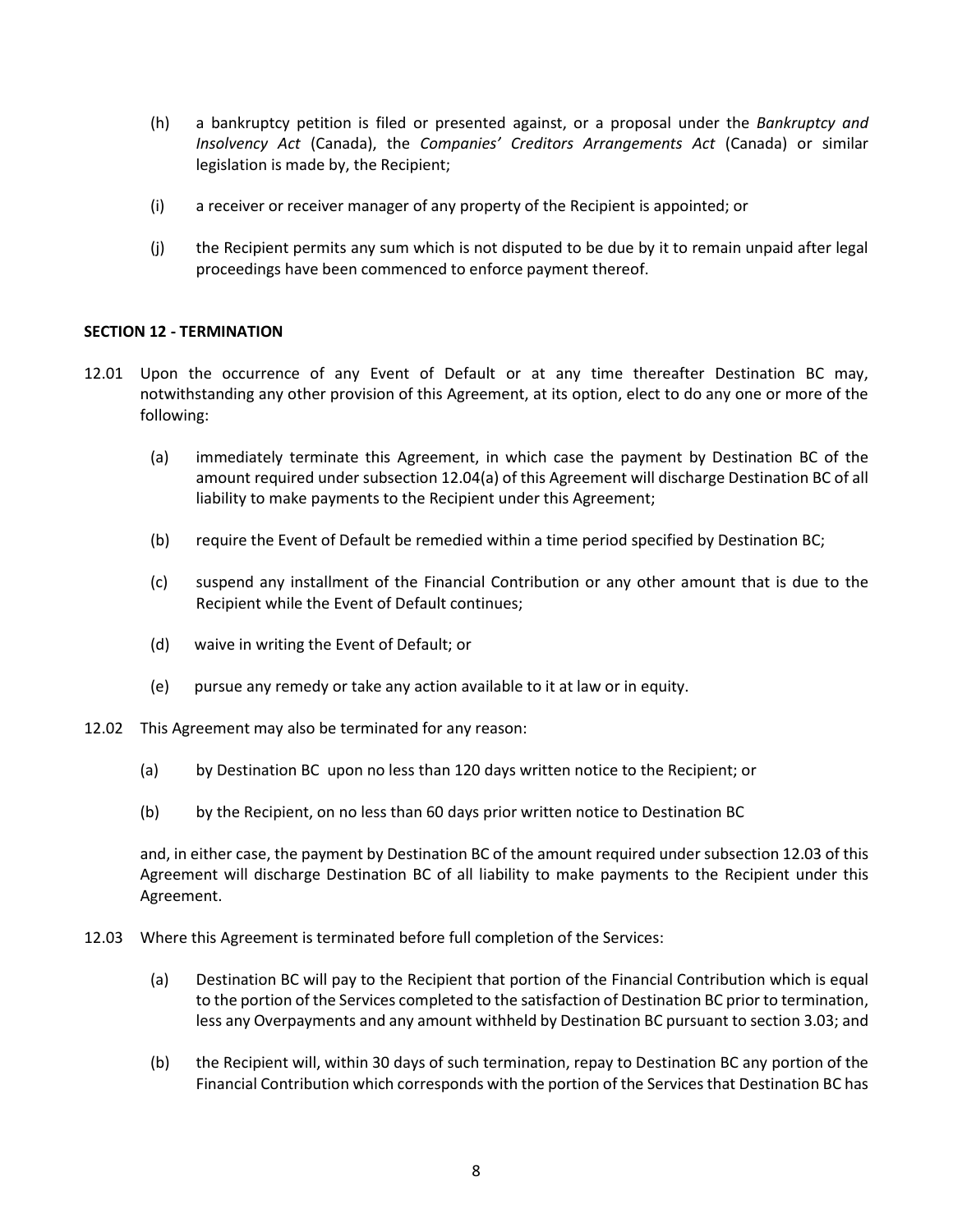(h) a bankruptcy petition is filed or presented against, or a proposal under the *Bankruptcy and Insolvency Act* (Canada), the *Companies' Creditors Arrangements Act* (Canada) or similar legislation is made by, the Recipient;

(i) a receiver or receiver manager of any property of the Recipient is appointed; or

(j) the Recipient permits any sum which is not disputed to be due by it to remain unpaid after legal proceedings have been commenced to enforce payment thereof.

**SECTION 12 - TERMINATION**

12.01 Upon the occurrence of any Event of Default or at any time thereafter Destination BC may, notwithstanding any other provision of this Agreement, at its option, elect to do any one or more of the following:

(a) immediately terminate this Agreement, in which case the payment by Destination BC of the amount required under subsection 12.04(a) of this Agreement will discharge Destination BC of all liability to make payments to the Recipient under this Agreement;

(b) require the Event of Default be remedied within a time period specified by Destination BC;

(c) suspend any installment of the Financial Contribution or any other amount that is due to the Recipient while the Event of Default continues;

(d) waive in writing the Event of Default; or

(e) pursue any remedy or take any action available to it at law or in equity.

12.02 This Agreement may also be terminated for any reason:

(a) by Destination BC upon no less than 120 days written notice to the Recipient; or

(b) by the Recipient, on no less than 60 days prior written notice to Destination BC

and, in either case, the payment by Destination BC of the amount required under subsection 12.03 of this Agreement will discharge Destination BC of all liability to make payments to the Recipient under this Agreement.

12.03 Where this Agreement is terminated before full completion of the Services:

(a) Destination BC will pay to the Recipient that portion of the Financial Contribution which is equal to the portion of the Services completed to the satisfaction of Destination BC prior to termination, less any Overpayments and any amount withheld by Destination BC pursuant to section 3.03; and

(b) the Recipient will, within 30 days of such termination, repay to Destination BC any portion of the Financial Contribution which corresponds with the portion of the Services that Destination BC has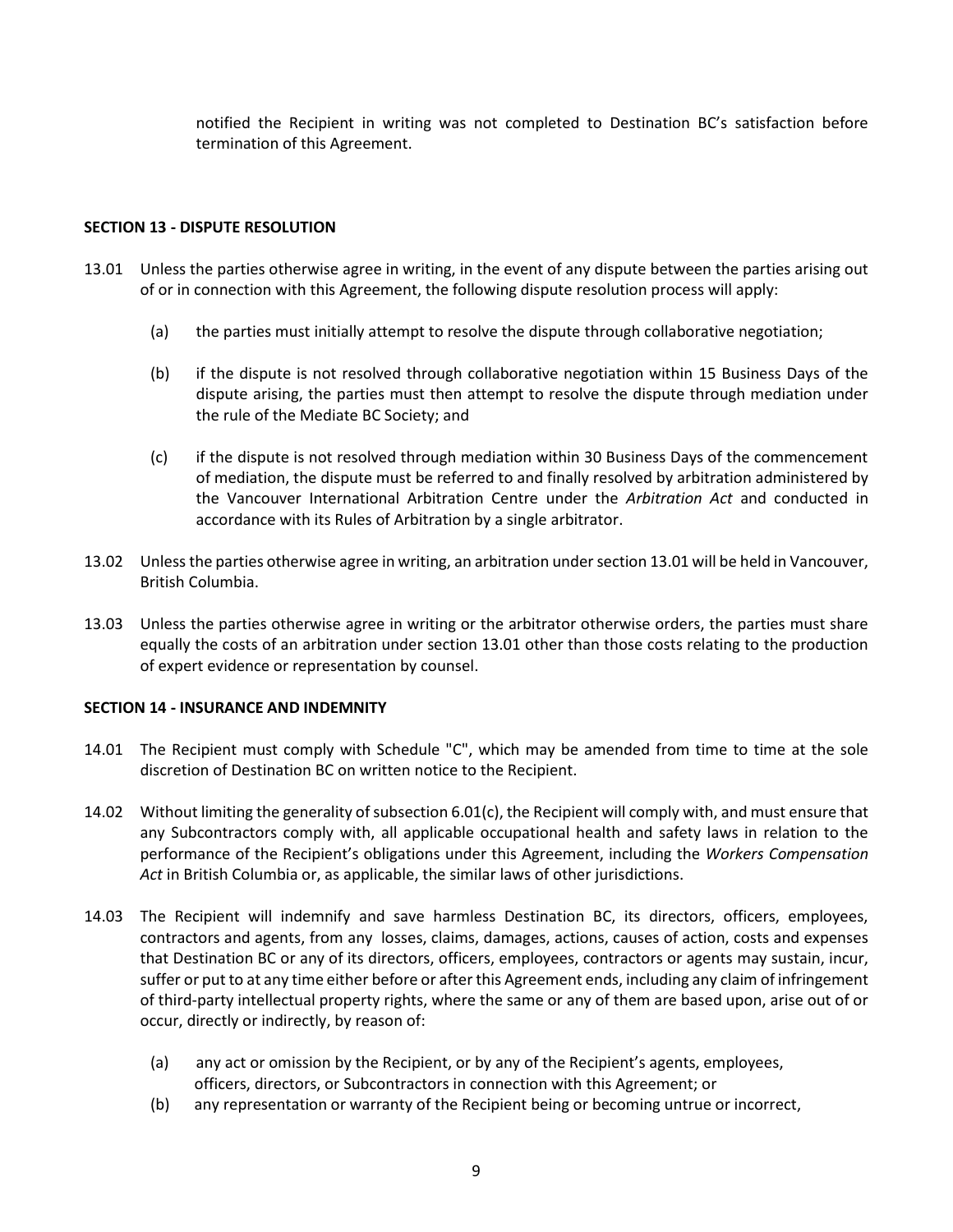notified the Recipient in writing was not completed to Destination BC's satisfaction before termination of this Agreement.

**SECTION 13 - DISPUTE RESOLUTION**

13.01 Unless the parties otherwise agree in writing, in the event of any dispute between the parties arising out of or in connection with this Agreement, the following dispute resolution process will apply:

(a) the parties must initially attempt to resolve the dispute through collaborative negotiation;

(b) if the dispute is not resolved through collaborative negotiation within 15 Business Days of the dispute arising, the parties must then attempt to resolve the dispute through mediation under the rule of the Mediate BC Society; and

(c) if the dispute is not resolved through mediation within 30 Business Days of the commencement of mediation, the dispute must be referred to and finally resolved by arbitration administered by the Vancouver International Arbitration Centre under the *Arbitration Act* and conducted in accordance with its Rules of Arbitration by a single arbitrator.

13.02 Unless the parties otherwise agree in writing, an arbitration under section 13.01 will be held in Vancouver, British Columbia.

13.03 Unless the parties otherwise agree in writing or the arbitrator otherwise orders, the parties must share equally the costs of an arbitration under section 13.01 other than those costs relating to the production of expert evidence or representation by counsel.

**SECTION 14 - INSURANCE AND INDEMNITY**

14.01 The Recipient must comply with Schedule "C", which may be amended from time to time at the sole discretion of Destination BC on written notice to the Recipient.

14.02 Without limiting the generality of subsection 6.01(c), the Recipient will comply with, and must ensure that any Subcontractors comply with, all applicable occupational health and safety laws in relation to the performance of the Recipient's obligations under this Agreement, including the *Workers Compensation Act* in British Columbia or, as applicable, the similar laws of other jurisdictions.

14.03 The Recipient will indemnify and save harmless Destination BC, its directors, officers, employees, contractors and agents, from any losses, claims, damages, actions, causes of action, costs and expenses that Destination BC or any of its directors, officers, employees, contractors or agents may sustain, incur, suffer or put to at any time either before or after this Agreement ends, including any claim of infringement of third-party intellectual property rights, where the same or any of them are based upon, arise out of or occur, directly or indirectly, by reason of:

(a) any act or omission by the Recipient, or by any of the Recipient's agents, employees, officers, directors, or Subcontractors in connection with this Agreement; or

(b) any representation or warranty of the Recipient being or becoming untrue or incorrect,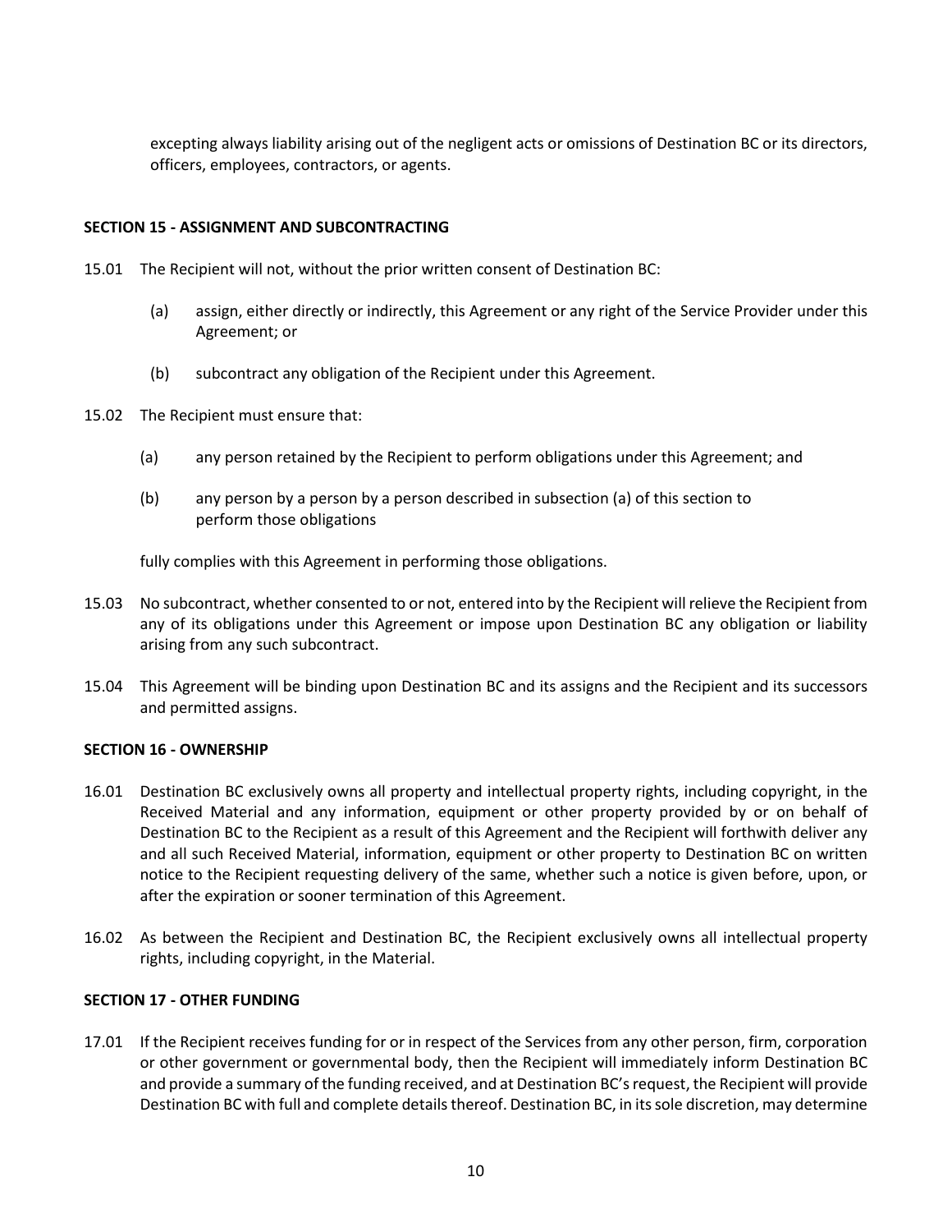excepting always liability arising out of the negligent acts or omissions of Destination BC or its directors, officers, employees, contractors, or agents.

**SECTION 15 - ASSIGNMENT AND SUBCONTRACTING**

15.01 The Recipient will not, without the prior written consent of Destination BC:

(a) assign, either directly or indirectly, this Agreement or any right of the Service Provider under this Agreement; or

(b) subcontract any obligation of the Recipient under this Agreement.

15.02 The Recipient must ensure that:

(a) any person retained by the Recipient to perform obligations under this Agreement; and

(b) any person by a person by a person described in subsection (a) of this section to perform those obligations

fully complies with this Agreement in performing those obligations.

15.03 No subcontract, whether consented to or not, entered into by the Recipient will relieve the Recipient from any of its obligations under this Agreement or impose upon Destination BC any obligation or liability arising from any such subcontract.

15.04 This Agreement will be binding upon Destination BC and its assigns and the Recipient and its successors and permitted assigns.

**SECTION 16 - OWNERSHIP**

16.01 Destination BC exclusively owns all property and intellectual property rights, including copyright, in the Received Material and any information, equipment or other property provided by or on behalf of Destination BC to the Recipient as a result of this Agreement and the Recipient will forthwith deliver any and all such Received Material, information, equipment or other property to Destination BC on written notice to the Recipient requesting delivery of the same, whether such a notice is given before, upon, or after the expiration or sooner termination of this Agreement.

16.02 As between the Recipient and Destination BC, the Recipient exclusively owns all intellectual property rights, including copyright, in the Material.

**SECTION 17 - OTHER FUNDING**

17.01 If the Recipient receives funding for or in respect of the Services from any other person, firm, corporation or other government or governmental body, then the Recipient will immediately inform Destination BC and provide a summary of the funding received, and at Destination BC's request, the Recipient will provide Destination BC with full and complete details thereof. Destination BC, in its sole discretion, may determine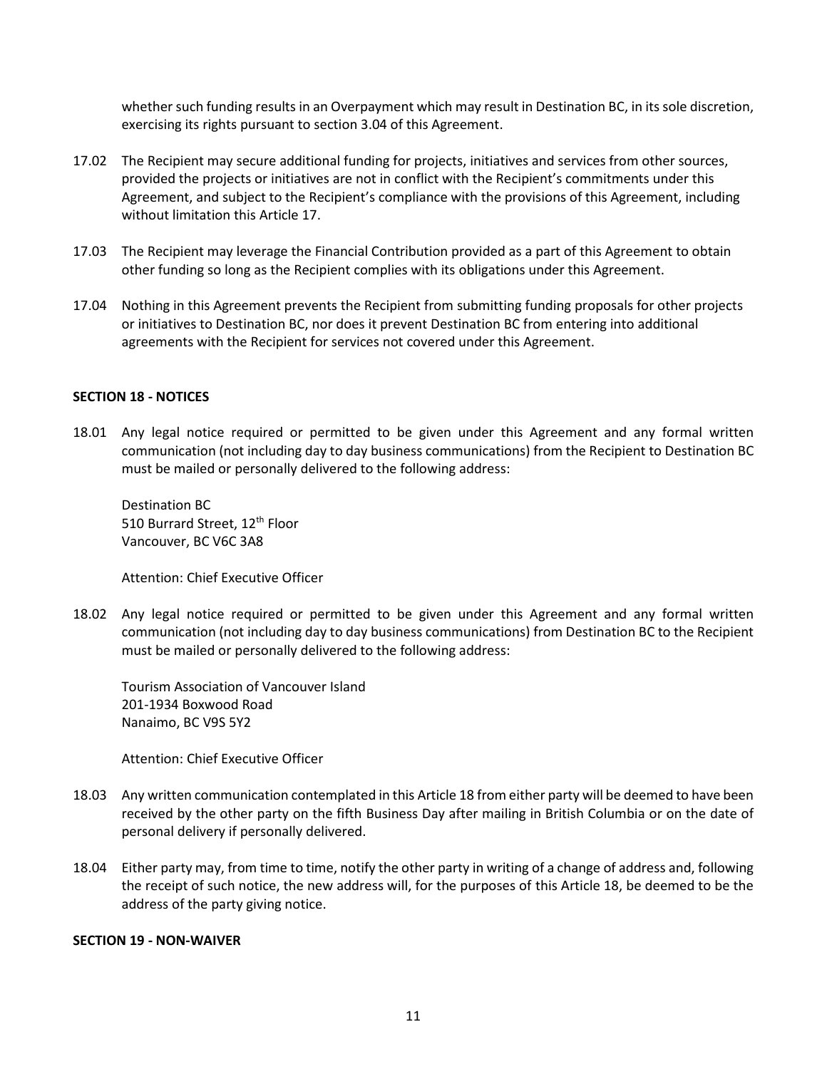whether such funding results in an Overpayment which may result in Destination BC, in its sole discretion, exercising its rights pursuant to section 3.04 of this Agreement.

17.02 The Recipient may secure additional funding for projects, initiatives and services from other sources, provided the projects or initiatives are not in conflict with the Recipient's commitments under this Agreement, and subject to the Recipient's compliance with the provisions of this Agreement, including without limitation this Article 17.

17.03 The Recipient may leverage the Financial Contribution provided as a part of this Agreement to obtain other funding so long as the Recipient complies with its obligations under this Agreement.

17.04 Nothing in this Agreement prevents the Recipient from submitting funding proposals for other projects or initiatives to Destination BC, nor does it prevent Destination BC from entering into additional agreements with the Recipient for services not covered under this Agreement.

**SECTION 18 - NOTICES**

18.01 Any legal notice required or permitted to be given under this Agreement and any formal written communication (not including day to day business communications) from the Recipient to Destination BC must be mailed or personally delivered to the following address:

Destination BC
510 Burrard Street, 12th Floor
Vancouver, BC V6C 3A8

Attention: Chief Executive Officer

18.02 Any legal notice required or permitted to be given under this Agreement and any formal written communication (not including day to day business communications) from Destination BC to the Recipient must be mailed or personally delivered to the following address:

Tourism Association of Vancouver Island
201-1934 Boxwood Road
Nanaimo, BC V9S 5Y2

Attention: Chief Executive Officer

18.03 Any written communication contemplated in this Article 18 from either party will be deemed to have been received by the other party on the fifth Business Day after mailing in British Columbia or on the date of personal delivery if personally delivered.

18.04 Either party may, from time to time, notify the other party in writing of a change of address and, following the receipt of such notice, the new address will, for the purposes of this Article 18, be deemed to be the address of the party giving notice.

**SECTION 19 - NON-WAIVER**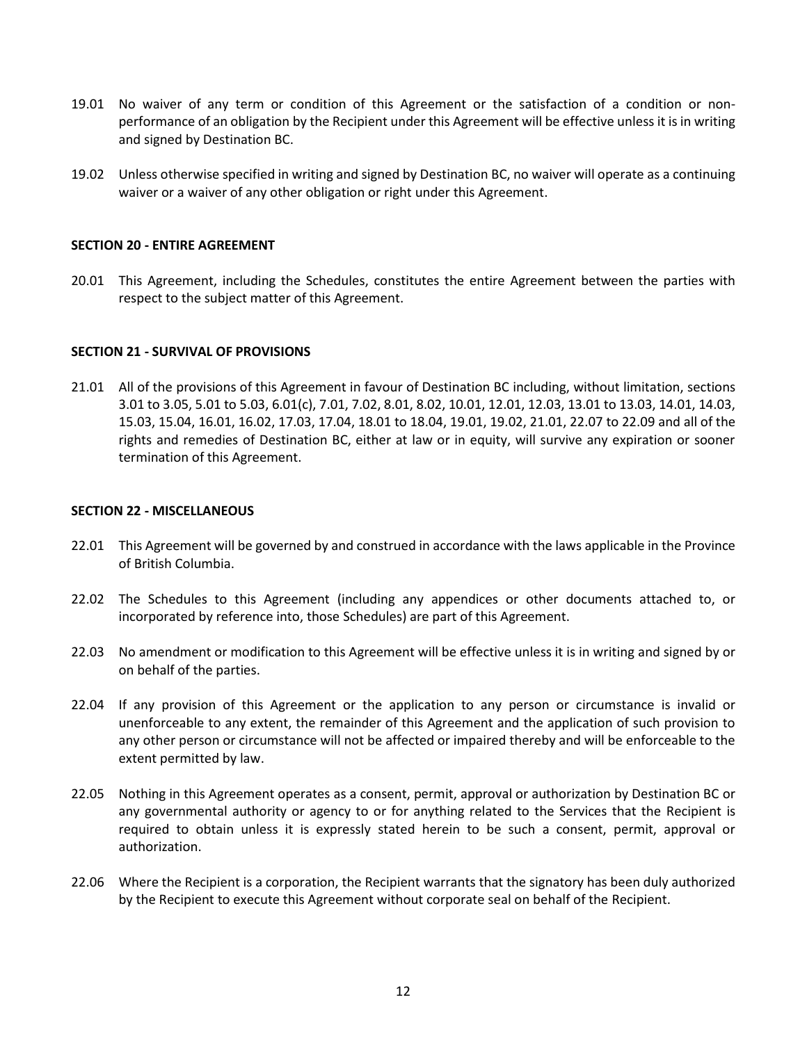19.01 No waiver of any term or condition of this Agreement or the satisfaction of a condition or non-performance of an obligation by the Recipient under this Agreement will be effective unless it is in writing and signed by Destination BC.

19.02 Unless otherwise specified in writing and signed by Destination BC, no waiver will operate as a continuing waiver or a waiver of any other obligation or right under this Agreement.

**SECTION 20 - ENTIRE AGREEMENT**

20.01 This Agreement, including the Schedules, constitutes the entire Agreement between the parties with respect to the subject matter of this Agreement.

**SECTION 21 - SURVIVAL OF PROVISIONS**

21.01 All of the provisions of this Agreement in favour of Destination BC including, without limitation, sections 3.01 to 3.05, 5.01 to 5.03, 6.01(c), 7.01, 7.02, 8.01, 8.02, 10.01, 12.01, 12.03, 13.01 to 13.03, 14.01, 14.03, 15.03, 15.04, 16.01, 16.02, 17.03, 17.04, 18.01 to 18.04, 19.01, 19.02, 21.01, 22.07 to 22.09 and all of the rights and remedies of Destination BC, either at law or in equity, will survive any expiration or sooner termination of this Agreement.

**SECTION 22 - MISCELLANEOUS**

22.01 This Agreement will be governed by and construed in accordance with the laws applicable in the Province of British Columbia.

22.02 The Schedules to this Agreement (including any appendices or other documents attached to, or incorporated by reference into, those Schedules) are part of this Agreement.

22.03 No amendment or modification to this Agreement will be effective unless it is in writing and signed by or on behalf of the parties.

22.04 If any provision of this Agreement or the application to any person or circumstance is invalid or unenforceable to any extent, the remainder of this Agreement and the application of such provision to any other person or circumstance will not be affected or impaired thereby and will be enforceable to the extent permitted by law.

22.05 Nothing in this Agreement operates as a consent, permit, approval or authorization by Destination BC or any governmental authority or agency to or for anything related to the Services that the Recipient is required to obtain unless it is expressly stated herein to be such a consent, permit, approval or authorization.

22.06 Where the Recipient is a corporation, the Recipient warrants that the signatory has been duly authorized by the Recipient to execute this Agreement without corporate seal on behalf of the Recipient.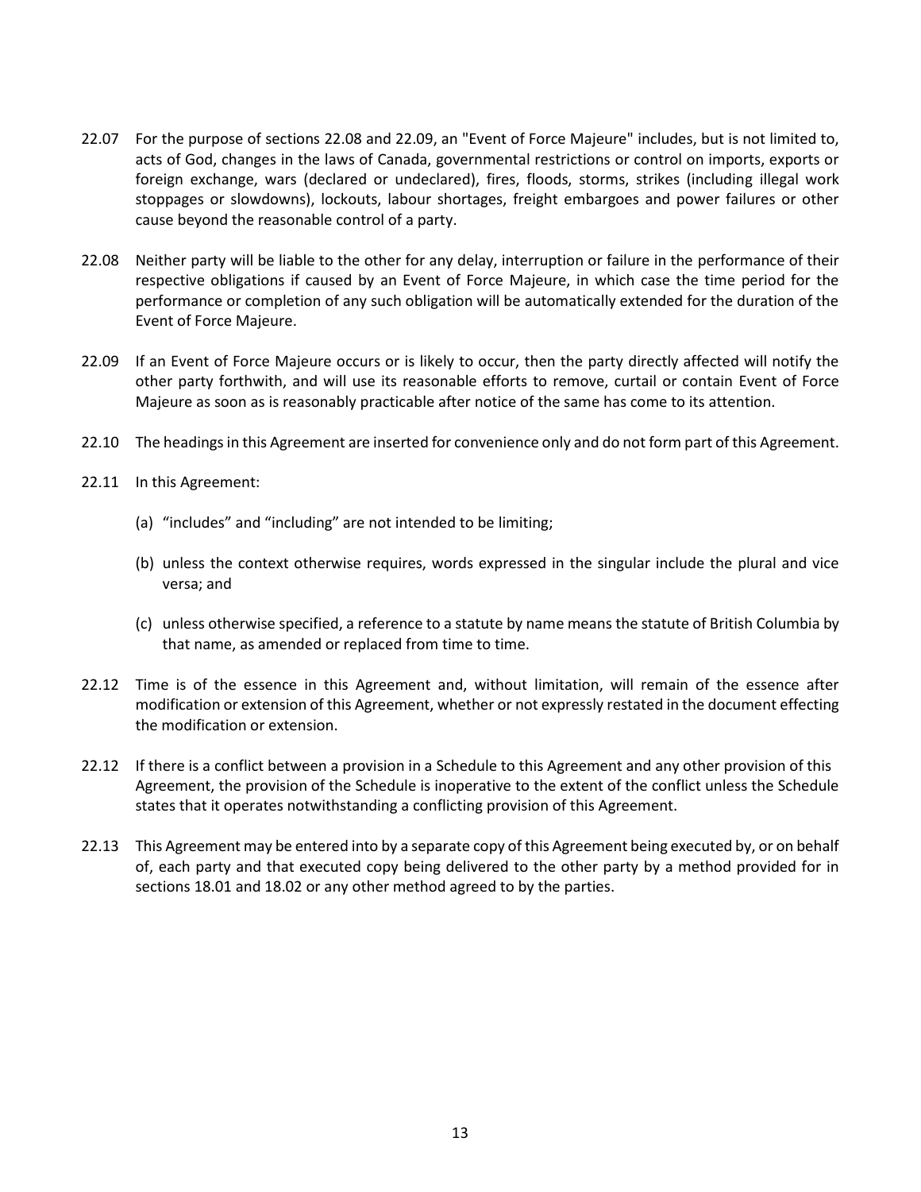22.07 For the purpose of sections 22.08 and 22.09, an "Event of Force Majeure" includes, but is not limited to, acts of God, changes in the laws of Canada, governmental restrictions or control on imports, exports or foreign exchange, wars (declared or undeclared), fires, floods, storms, strikes (including illegal work stoppages or slowdowns), lockouts, labour shortages, freight embargoes and power failures or other cause beyond the reasonable control of a party.

22.08 Neither party will be liable to the other for any delay, interruption or failure in the performance of their respective obligations if caused by an Event of Force Majeure, in which case the time period for the performance or completion of any such obligation will be automatically extended for the duration of the Event of Force Majeure.

22.09 If an Event of Force Majeure occurs or is likely to occur, then the party directly affected will notify the other party forthwith, and will use its reasonable efforts to remove, curtail or contain Event of Force Majeure as soon as is reasonably practicable after notice of the same has come to its attention.

22.10 The headings in this Agreement are inserted for convenience only and do not form part of this Agreement.

22.11 In this Agreement:

(a) “includes” and “including” are not intended to be limiting;

(b) unless the context otherwise requires, words expressed in the singular include the plural and vice versa; and

(c) unless otherwise specified, a reference to a statute by name means the statute of British Columbia by that name, as amended or replaced from time to time.

22.12 Time is of the essence in this Agreement and, without limitation, will remain of the essence after modification or extension of this Agreement, whether or not expressly restated in the document effecting the modification or extension.

22.12 If there is a conflict between a provision in a Schedule to this Agreement and any other provision of this Agreement, the provision of the Schedule is inoperative to the extent of the conflict unless the Schedule states that it operates notwithstanding a conflicting provision of this Agreement.

22.13 This Agreement may be entered into by a separate copy of this Agreement being executed by, or on behalf of, each party and that executed copy being delivered to the other party by a method provided for in sections 18.01 and 18.02 or any other method agreed to by the parties.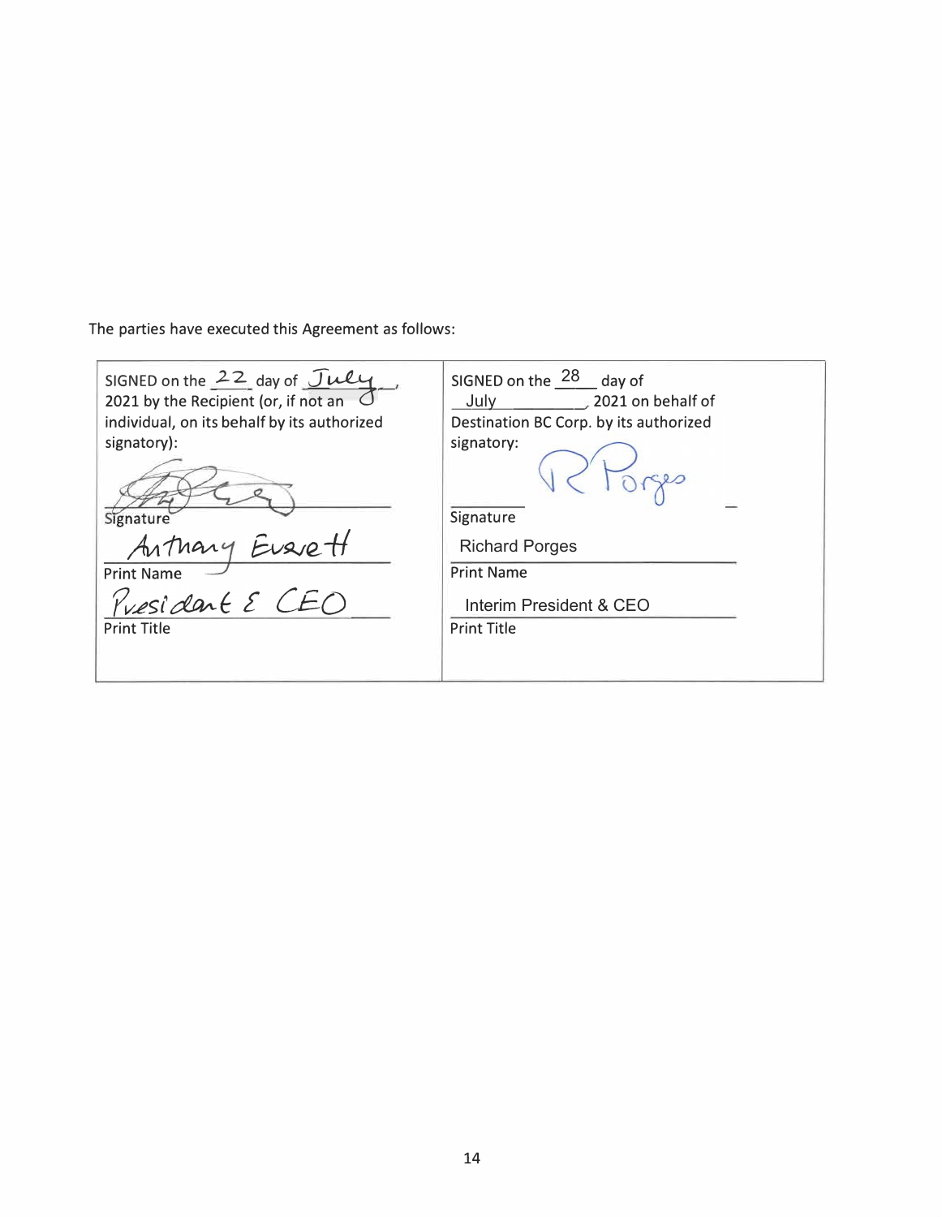The parties have executed this Agreement as follows:

| SIGNED on the 22 day of July, 2021 by the Recipient (or, if not an individual, on its behalf by its authorized signatory): | SIGNED on the 28 day of July, 2021 on behalf of Destination BC Corp. by its authorized signatory: |
| --- | --- |
| [Signature] | R Porges |
| Signature | Signature |
| Anthony Everett | Richard Porges |
| Print Name | Print Name |
| President & CEO | Interim President & CEO |
| Print Title | Print Title |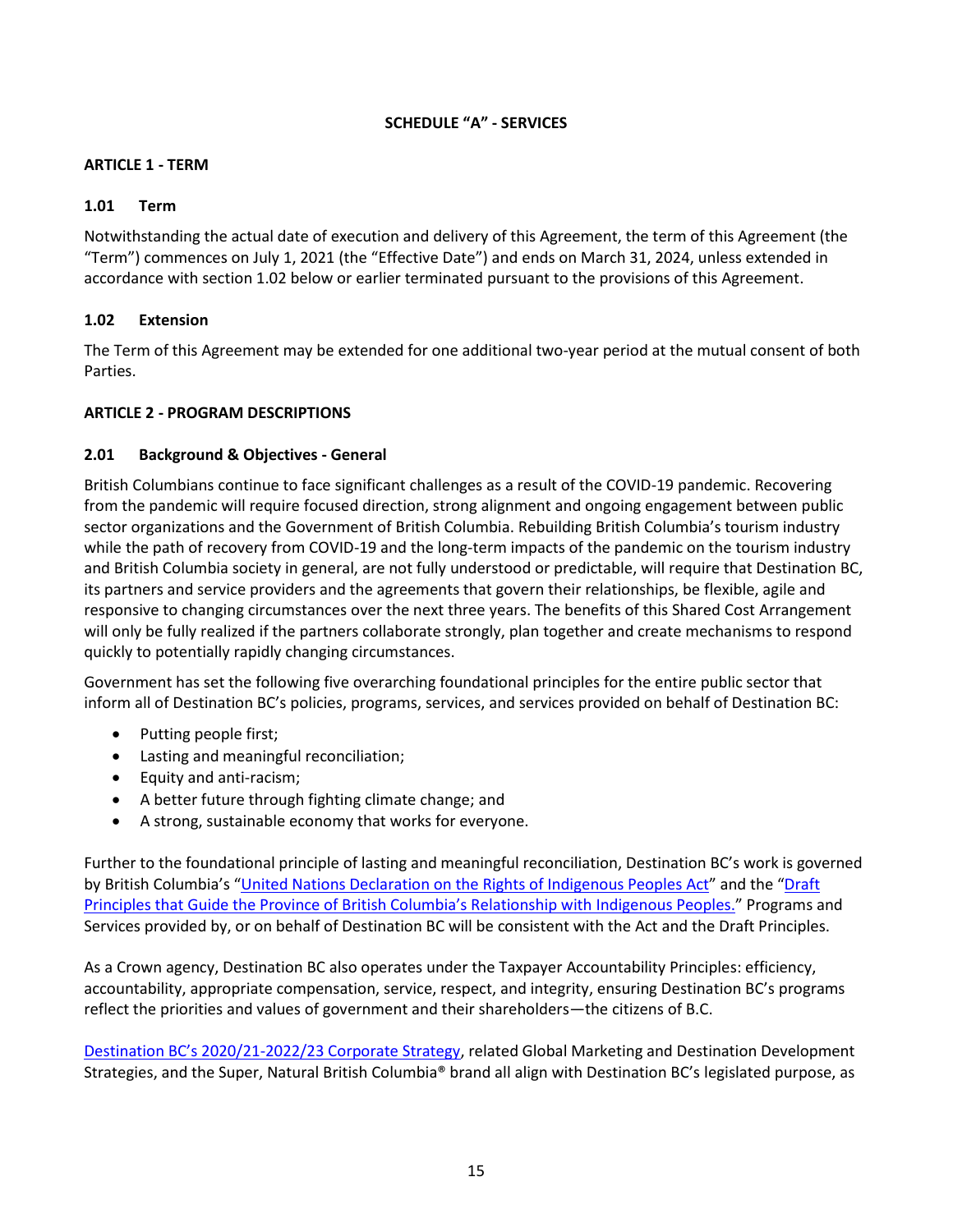## SCHEDULE "A" - SERVICES

### ARTICLE 1 - TERM

#### 1.01 Term

Notwithstanding the actual date of execution and delivery of this Agreement, the term of this Agreement (the "Term") commences on July 1, 2021 (the "Effective Date") and ends on March 31, 2024, unless extended in accordance with section 1.02 below or earlier terminated pursuant to the provisions of this Agreement.

#### 1.02 Extension

The Term of this Agreement may be extended for one additional two-year period at the mutual consent of both Parties.

### ARTICLE 2 - PROGRAM DESCRIPTIONS

#### 2.01 Background & Objectives - General

British Columbians continue to face significant challenges as a result of the COVID-19 pandemic. Recovering from the pandemic will require focused direction, strong alignment and ongoing engagement between public sector organizations and the Government of British Columbia. Rebuilding British Columbia's tourism industry while the path of recovery from COVID-19 and the long-term impacts of the pandemic on the tourism industry and British Columbia society in general, are not fully understood or predictable, will require that Destination BC, its partners and service providers and the agreements that govern their relationships, be flexible, agile and responsive to changing circumstances over the next three years. The benefits of this Shared Cost Arrangement will only be fully realized if the partners collaborate strongly, plan together and create mechanisms to respond quickly to potentially rapidly changing circumstances.

Government has set the following five overarching foundational principles for the entire public sector that inform all of Destination BC's policies, programs, services, and services provided on behalf of Destination BC:

- Putting people first;
- Lasting and meaningful reconciliation;
- Equity and anti-racism;
- A better future through fighting climate change; and
- A strong, sustainable economy that works for everyone.

Further to the foundational principle of lasting and meaningful reconciliation, Destination BC's work is governed by British Columbia's "United Nations Declaration on the Rights of Indigenous Peoples Act" and the "Draft Principles that Guide the Province of British Columbia's Relationship with Indigenous Peoples." Programs and Services provided by, or on behalf of Destination BC will be consistent with the Act and the Draft Principles.

As a Crown agency, Destination BC also operates under the Taxpayer Accountability Principles: efficiency, accountability, appropriate compensation, service, respect, and integrity, ensuring Destination BC's programs reflect the priorities and values of government and their shareholders—the citizens of B.C.

Destination BC's 2020/21-2022/23 Corporate Strategy, related Global Marketing and Destination Development Strategies, and the Super, Natural British Columbia® brand all align with Destination BC's legislated purpose, as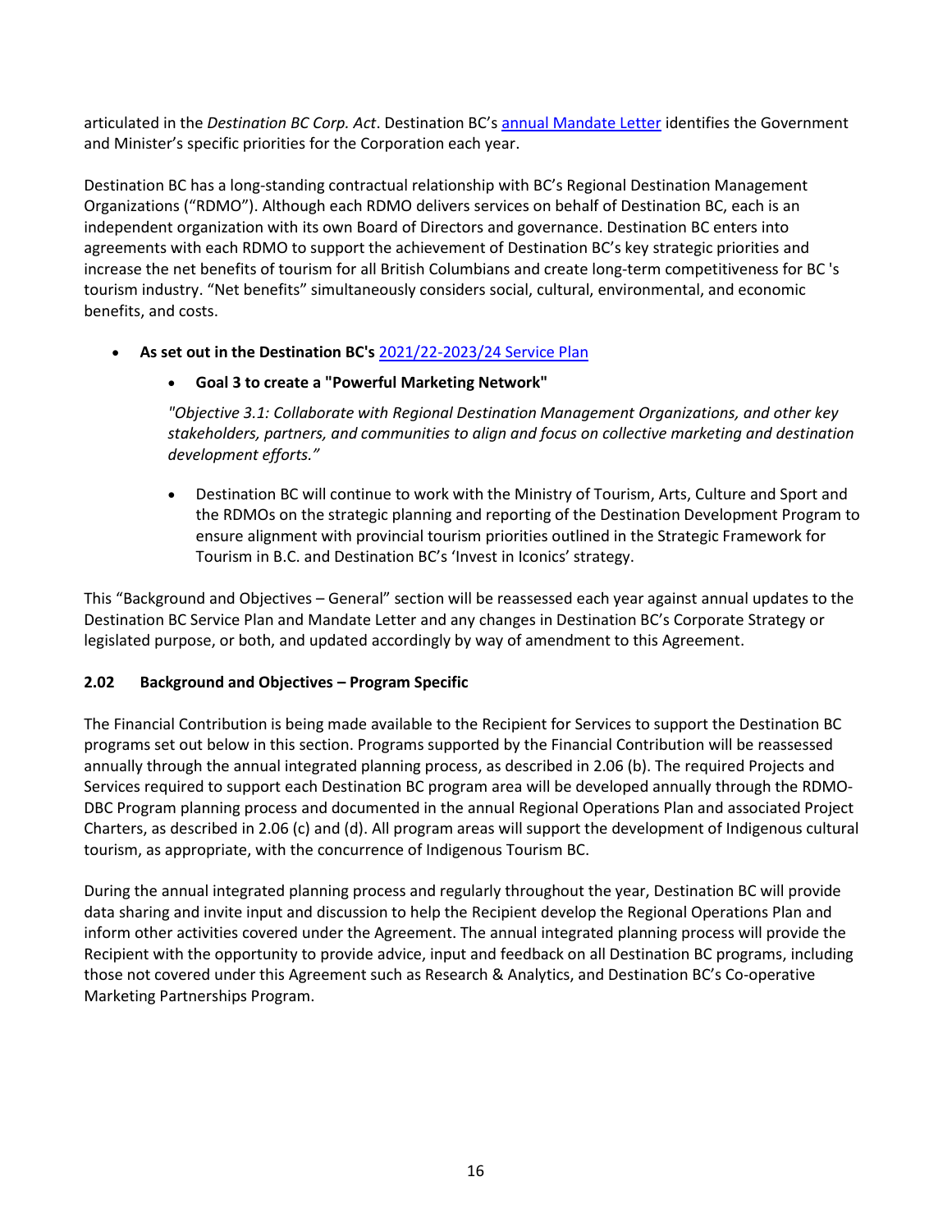articulated in the *Destination BC Corp. Act*. Destination BC's [annual Mandate Letter](annual Mandate Letter) identifies the Government and Minister's specific priorities for the Corporation each year.

Destination BC has a long-standing contractual relationship with BC's Regional Destination Management Organizations ("RDMO"). Although each RDMO delivers services on behalf of Destination BC, each is an independent organization with its own Board of Directors and governance. Destination BC enters into agreements with each RDMO to support the achievement of Destination BC's key strategic priorities and increase the net benefits of tourism for all British Columbians and create long-term competitiveness for BC 's tourism industry. "Net benefits" simultaneously considers social, cultural, environmental, and economic benefits, and costs.

- **As set out in the Destination BC's** 2021/22-2023/24 Service Plan
    - **Goal 3 to create a "Powerful Marketing Network"**

      *"Objective 3.1: Collaborate with Regional Destination Management Organizations, and other key stakeholders, partners, and communities to align and focus on collective marketing and destination development efforts."*

    - Destination BC will continue to work with the Ministry of Tourism, Arts, Culture and Sport and the RDMOs on the strategic planning and reporting of the Destination Development Program to ensure alignment with provincial tourism priorities outlined in the Strategic Framework for Tourism in B.C. and Destination BC's 'Invest in Iconics' strategy.

This "Background and Objectives – General" section will be reassessed each year against annual updates to the Destination BC Service Plan and Mandate Letter and any changes in Destination BC's Corporate Strategy or legislated purpose, or both, and updated accordingly by way of amendment to this Agreement.

### 2.02 Background and Objectives – Program Specific

The Financial Contribution is being made available to the Recipient for Services to support the Destination BC programs set out below in this section. Programs supported by the Financial Contribution will be reassessed annually through the annual integrated planning process, as described in 2.06 (b). The required Projects and Services required to support each Destination BC program area will be developed annually through the RDMO-DBC Program planning process and documented in the annual Regional Operations Plan and associated Project Charters, as described in 2.06 (c) and (d). All program areas will support the development of Indigenous cultural tourism, as appropriate, with the concurrence of Indigenous Tourism BC.

During the annual integrated planning process and regularly throughout the year, Destination BC will provide data sharing and invite input and discussion to help the Recipient develop the Regional Operations Plan and inform other activities covered under the Agreement. The annual integrated planning process will provide the Recipient with the opportunity to provide advice, input and feedback on all Destination BC programs, including those not covered under this Agreement such as Research & Analytics, and Destination BC's Co-operative Marketing Partnerships Program.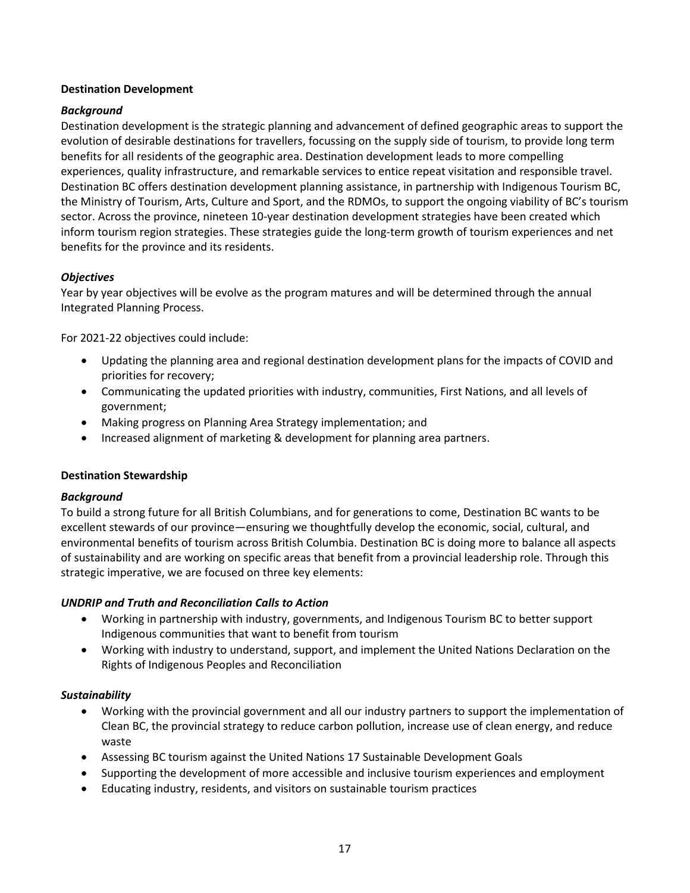**Destination Development**

***Background***

Destination development is the strategic planning and advancement of defined geographic areas to support the evolution of desirable destinations for travellers, focussing on the supply side of tourism, to provide long term benefits for all residents of the geographic area. Destination development leads to more compelling experiences, quality infrastructure, and remarkable services to entice repeat visitation and responsible travel. Destination BC offers destination development planning assistance, in partnership with Indigenous Tourism BC, the Ministry of Tourism, Arts, Culture and Sport, and the RDMOs, to support the ongoing viability of BC's tourism sector. Across the province, nineteen 10-year destination development strategies have been created which inform tourism region strategies. These strategies guide the long-term growth of tourism experiences and net benefits for the province and its residents.

***Objectives***

Year by year objectives will be evolve as the program matures and will be determined through the annual Integrated Planning Process.

For 2021-22 objectives could include:

- Updating the planning area and regional destination development plans for the impacts of COVID and priorities for recovery;
- Communicating the updated priorities with industry, communities, First Nations, and all levels of government;
- Making progress on Planning Area Strategy implementation; and
- Increased alignment of marketing & development for planning area partners.

**Destination Stewardship**

***Background***

To build a strong future for all British Columbians, and for generations to come, Destination BC wants to be excellent stewards of our province—ensuring we thoughtfully develop the economic, social, cultural, and environmental benefits of tourism across British Columbia. Destination BC is doing more to balance all aspects of sustainability and are working on specific areas that benefit from a provincial leadership role. Through this strategic imperative, we are focused on three key elements:

***UNDRIP and Truth and Reconciliation Calls to Action***

- Working in partnership with industry, governments, and Indigenous Tourism BC to better support Indigenous communities that want to benefit from tourism
- Working with industry to understand, support, and implement the United Nations Declaration on the Rights of Indigenous Peoples and Reconciliation

***Sustainability***

- Working with the provincial government and all our industry partners to support the implementation of Clean BC, the provincial strategy to reduce carbon pollution, increase use of clean energy, and reduce waste
- Assessing BC tourism against the United Nations 17 Sustainable Development Goals
- Supporting the development of more accessible and inclusive tourism experiences and employment
- Educating industry, residents, and visitors on sustainable tourism practices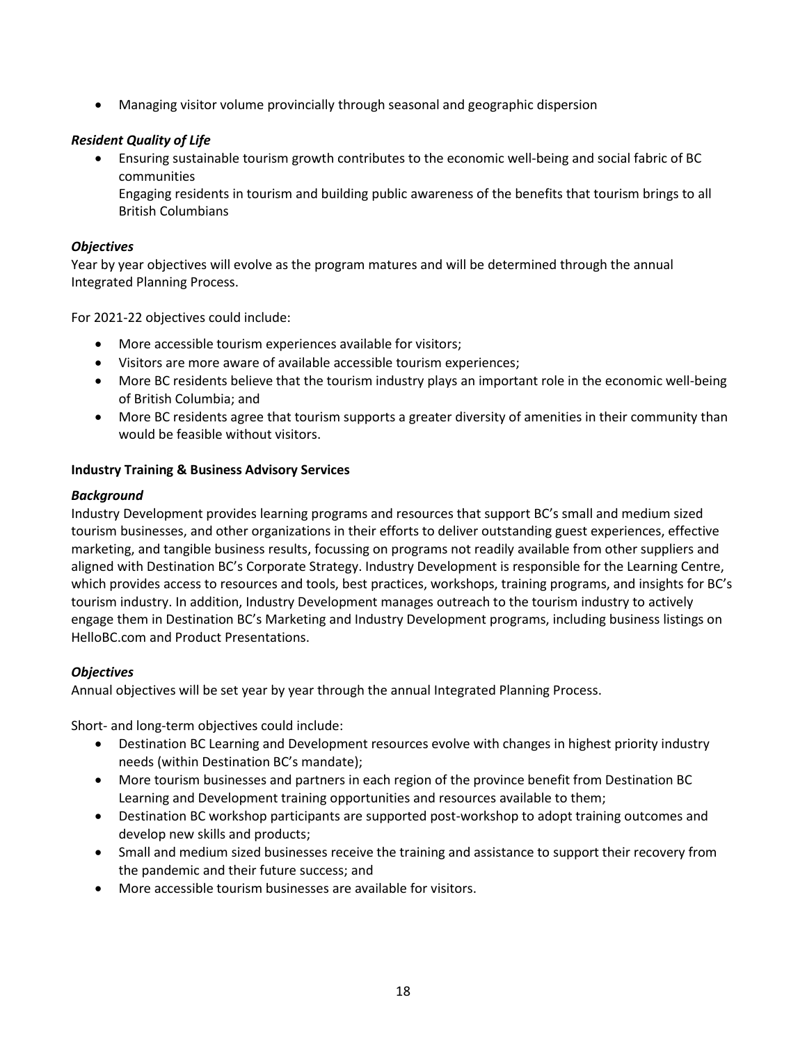- Managing visitor volume provincially through seasonal and geographic dispersion

***Resident Quality of Life***

- Ensuring sustainable tourism growth contributes to the economic well-being and social fabric of BC communities
  Engaging residents in tourism and building public awareness of the benefits that tourism brings to all British Columbians

***Objectives***

Year by year objectives will evolve as the program matures and will be determined through the annual Integrated Planning Process.

For 2021-22 objectives could include:

- More accessible tourism experiences available for visitors;
- Visitors are more aware of available accessible tourism experiences;
- More BC residents believe that the tourism industry plays an important role in the economic well-being of British Columbia; and
- More BC residents agree that tourism supports a greater diversity of amenities in their community than would be feasible without visitors.

**Industry Training & Business Advisory Services**

***Background***

Industry Development provides learning programs and resources that support BC's small and medium sized tourism businesses, and other organizations in their efforts to deliver outstanding guest experiences, effective marketing, and tangible business results, focussing on programs not readily available from other suppliers and aligned with Destination BC's Corporate Strategy. Industry Development is responsible for the Learning Centre, which provides access to resources and tools, best practices, workshops, training programs, and insights for BC's tourism industry. In addition, Industry Development manages outreach to the tourism industry to actively engage them in Destination BC's Marketing and Industry Development programs, including business listings on HelloBC.com and Product Presentations.

***Objectives***

Annual objectives will be set year by year through the annual Integrated Planning Process.

Short- and long-term objectives could include:

- Destination BC Learning and Development resources evolve with changes in highest priority industry needs (within Destination BC's mandate);
- More tourism businesses and partners in each region of the province benefit from Destination BC Learning and Development training opportunities and resources available to them;
- Destination BC workshop participants are supported post-workshop to adopt training outcomes and develop new skills and products;
- Small and medium sized businesses receive the training and assistance to support their recovery from the pandemic and their future success; and
- More accessible tourism businesses are available for visitors.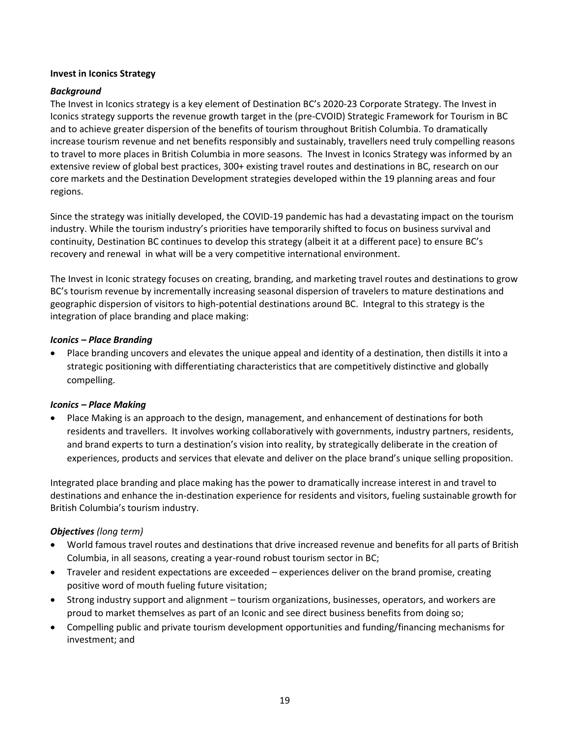**Invest in Iconics Strategy**

***Background***

The Invest in Iconics strategy is a key element of Destination BC's 2020-23 Corporate Strategy. The Invest in Iconics strategy supports the revenue growth target in the (pre-CVOID) Strategic Framework for Tourism in BC and to achieve greater dispersion of the benefits of tourism throughout British Columbia. To dramatically increase tourism revenue and net benefits responsibly and sustainably, travellers need truly compelling reasons to travel to more places in British Columbia in more seasons. The Invest in Iconics Strategy was informed by an extensive review of global best practices, 300+ existing travel routes and destinations in BC, research on our core markets and the Destination Development strategies developed within the 19 planning areas and four regions.

Since the strategy was initially developed, the COVID-19 pandemic has had a devastating impact on the tourism industry. While the tourism industry's priorities have temporarily shifted to focus on business survival and continuity, Destination BC continues to develop this strategy (albeit it at a different pace) to ensure BC's recovery and renewal in what will be a very competitive international environment.

The Invest in Iconic strategy focuses on creating, branding, and marketing travel routes and destinations to grow BC's tourism revenue by incrementally increasing seasonal dispersion of travelers to mature destinations and geographic dispersion of visitors to high-potential destinations around BC. Integral to this strategy is the integration of place branding and place making:

***Iconics – Place Branding***

- Place branding uncovers and elevates the unique appeal and identity of a destination, then distills it into a strategic positioning with differentiating characteristics that are competitively distinctive and globally compelling.

***Iconics – Place Making***

- Place Making is an approach to the design, management, and enhancement of destinations for both residents and travellers. It involves working collaboratively with governments, industry partners, residents, and brand experts to turn a destination's vision into reality, by strategically deliberate in the creation of experiences, products and services that elevate and deliver on the place brand's unique selling proposition.

Integrated place branding and place making has the power to dramatically increase interest in and travel to destinations and enhance the in-destination experience for residents and visitors, fueling sustainable growth for British Columbia's tourism industry.

***Objectives*** *(long term)*

- World famous travel routes and destinations that drive increased revenue and benefits for all parts of British Columbia, in all seasons, creating a year-round robust tourism sector in BC;
- Traveler and resident expectations are exceeded – experiences deliver on the brand promise, creating positive word of mouth fueling future visitation;
- Strong industry support and alignment – tourism organizations, businesses, operators, and workers are proud to market themselves as part of an Iconic and see direct business benefits from doing so;
- Compelling public and private tourism development opportunities and funding/financing mechanisms for investment; and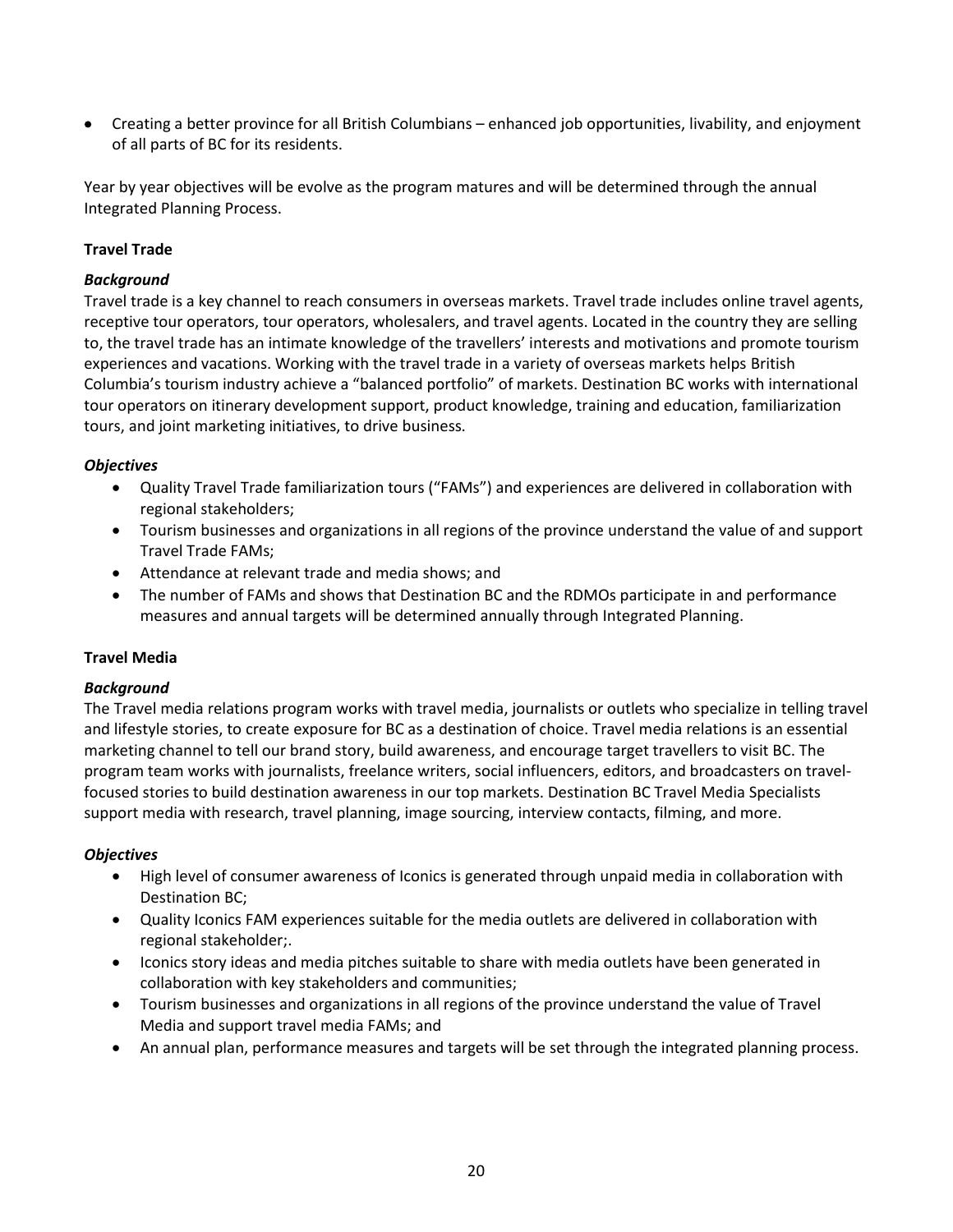- Creating a better province for all British Columbians – enhanced job opportunities, livability, and enjoyment of all parts of BC for its residents.

Year by year objectives will be evolve as the program matures and will be determined through the annual Integrated Planning Process.

**Travel Trade**

***Background***

Travel trade is a key channel to reach consumers in overseas markets. Travel trade includes online travel agents, receptive tour operators, tour operators, wholesalers, and travel agents. Located in the country they are selling to, the travel trade has an intimate knowledge of the travellers' interests and motivations and promote tourism experiences and vacations. Working with the travel trade in a variety of overseas markets helps British Columbia's tourism industry achieve a "balanced portfolio" of markets. Destination BC works with international tour operators on itinerary development support, product knowledge, training and education, familiarization tours, and joint marketing initiatives, to drive business.

***Objectives***

- Quality Travel Trade familiarization tours ("FAMs") and experiences are delivered in collaboration with regional stakeholders;
- Tourism businesses and organizations in all regions of the province understand the value of and support Travel Trade FAMs;
- Attendance at relevant trade and media shows; and
- The number of FAMs and shows that Destination BC and the RDMOs participate in and performance measures and annual targets will be determined annually through Integrated Planning.

**Travel Media**

***Background***

The Travel media relations program works with travel media, journalists or outlets who specialize in telling travel and lifestyle stories, to create exposure for BC as a destination of choice. Travel media relations is an essential marketing channel to tell our brand story, build awareness, and encourage target travellers to visit BC. The program team works with journalists, freelance writers, social influencers, editors, and broadcasters on travel-focused stories to build destination awareness in our top markets. Destination BC Travel Media Specialists support media with research, travel planning, image sourcing, interview contacts, filming, and more.

***Objectives***

- High level of consumer awareness of Iconics is generated through unpaid media in collaboration with Destination BC;
- Quality Iconics FAM experiences suitable for the media outlets are delivered in collaboration with regional stakeholder;.
- Iconics story ideas and media pitches suitable to share with media outlets have been generated in collaboration with key stakeholders and communities;
- Tourism businesses and organizations in all regions of the province understand the value of Travel Media and support travel media FAMs; and
- An annual plan, performance measures and targets will be set through the integrated planning process.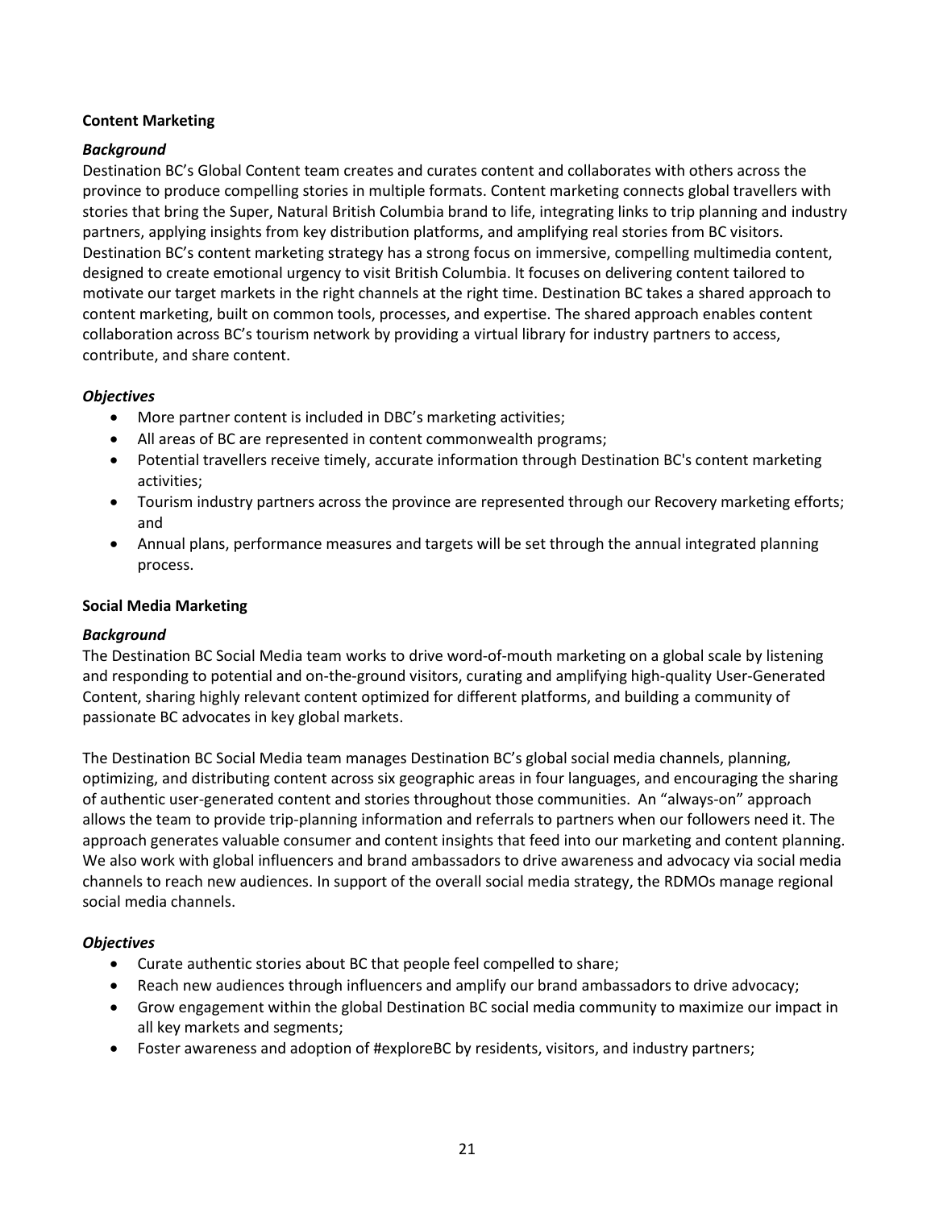**Content Marketing**

***Background***

Destination BC's Global Content team creates and curates content and collaborates with others across the province to produce compelling stories in multiple formats. Content marketing connects global travellers with stories that bring the Super, Natural British Columbia brand to life, integrating links to trip planning and industry partners, applying insights from key distribution platforms, and amplifying real stories from BC visitors. Destination BC's content marketing strategy has a strong focus on immersive, compelling multimedia content, designed to create emotional urgency to visit British Columbia. It focuses on delivering content tailored to motivate our target markets in the right channels at the right time. Destination BC takes a shared approach to content marketing, built on common tools, processes, and expertise. The shared approach enables content collaboration across BC's tourism network by providing a virtual library for industry partners to access, contribute, and share content.

***Objectives***

- More partner content is included in DBC's marketing activities;
- All areas of BC are represented in content commonwealth programs;
- Potential travellers receive timely, accurate information through Destination BC's content marketing activities;
- Tourism industry partners across the province are represented through our Recovery marketing efforts; and
- Annual plans, performance measures and targets will be set through the annual integrated planning process.

**Social Media Marketing**

***Background***

The Destination BC Social Media team works to drive word-of-mouth marketing on a global scale by listening and responding to potential and on-the-ground visitors, curating and amplifying high-quality User-Generated Content, sharing highly relevant content optimized for different platforms, and building a community of passionate BC advocates in key global markets.

The Destination BC Social Media team manages Destination BC's global social media channels, planning, optimizing, and distributing content across six geographic areas in four languages, and encouraging the sharing of authentic user-generated content and stories throughout those communities. An "always-on" approach allows the team to provide trip-planning information and referrals to partners when our followers need it. The approach generates valuable consumer and content insights that feed into our marketing and content planning. We also work with global influencers and brand ambassadors to drive awareness and advocacy via social media channels to reach new audiences. In support of the overall social media strategy, the RDMOs manage regional social media channels.

***Objectives***

- Curate authentic stories about BC that people feel compelled to share;
- Reach new audiences through influencers and amplify our brand ambassadors to drive advocacy;
- Grow engagement within the global Destination BC social media community to maximize our impact in all key markets and segments;
- Foster awareness and adoption of #exploreBC by residents, visitors, and industry partners;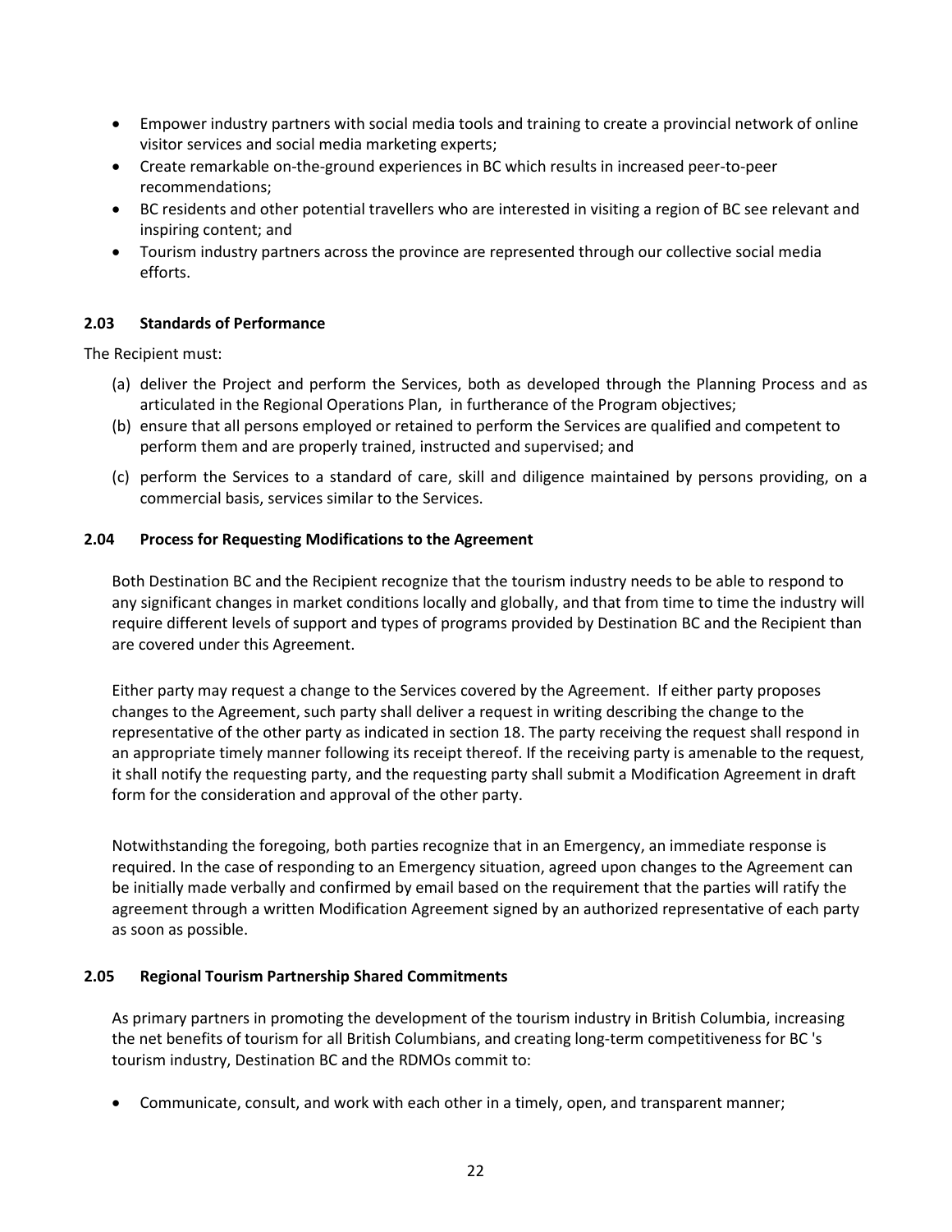- Empower industry partners with social media tools and training to create a provincial network of online visitor services and social media marketing experts;
- Create remarkable on-the-ground experiences in BC which results in increased peer-to-peer recommendations;
- BC residents and other potential travellers who are interested in visiting a region of BC see relevant and inspiring content; and
- Tourism industry partners across the province are represented through our collective social media efforts.

### 2.03 Standards of Performance

The Recipient must:

(a) deliver the Project and perform the Services, both as developed through the Planning Process and as articulated in the Regional Operations Plan, in furtherance of the Program objectives;

(b) ensure that all persons employed or retained to perform the Services are qualified and competent to perform them and are properly trained, instructed and supervised; and

(c) perform the Services to a standard of care, skill and diligence maintained by persons providing, on a commercial basis, services similar to the Services.

### 2.04 Process for Requesting Modifications to the Agreement

Both Destination BC and the Recipient recognize that the tourism industry needs to be able to respond to any significant changes in market conditions locally and globally, and that from time to time the industry will require different levels of support and types of programs provided by Destination BC and the Recipient than are covered under this Agreement.

Either party may request a change to the Services covered by the Agreement. If either party proposes changes to the Agreement, such party shall deliver a request in writing describing the change to the representative of the other party as indicated in section 18. The party receiving the request shall respond in an appropriate timely manner following its receipt thereof. If the receiving party is amenable to the request, it shall notify the requesting party, and the requesting party shall submit a Modification Agreement in draft form for the consideration and approval of the other party.

Notwithstanding the foregoing, both parties recognize that in an Emergency, an immediate response is required. In the case of responding to an Emergency situation, agreed upon changes to the Agreement can be initially made verbally and confirmed by email based on the requirement that the parties will ratify the agreement through a written Modification Agreement signed by an authorized representative of each party as soon as possible.

### 2.05 Regional Tourism Partnership Shared Commitments

As primary partners in promoting the development of the tourism industry in British Columbia, increasing the net benefits of tourism for all British Columbians, and creating long-term competitiveness for BC 's tourism industry, Destination BC and the RDMOs commit to:

- Communicate, consult, and work with each other in a timely, open, and transparent manner;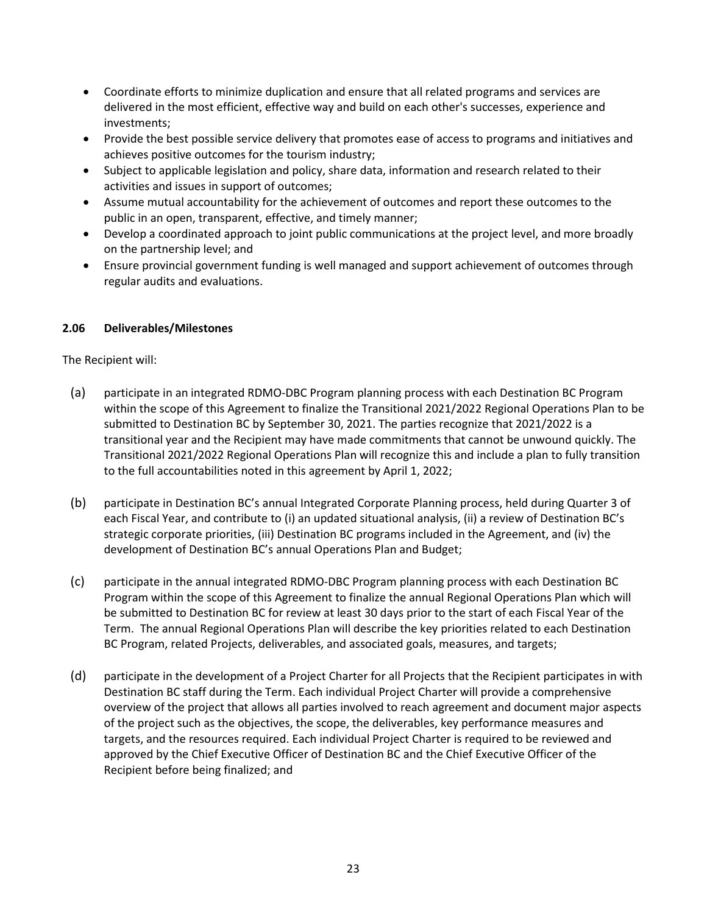- Coordinate efforts to minimize duplication and ensure that all related programs and services are delivered in the most efficient, effective way and build on each other's successes, experience and investments;
- Provide the best possible service delivery that promotes ease of access to programs and initiatives and achieves positive outcomes for the tourism industry;
- Subject to applicable legislation and policy, share data, information and research related to their activities and issues in support of outcomes;
- Assume mutual accountability for the achievement of outcomes and report these outcomes to the public in an open, transparent, effective, and timely manner;
- Develop a coordinated approach to joint public communications at the project level, and more broadly on the partnership level; and
- Ensure provincial government funding is well managed and support achievement of outcomes through regular audits and evaluations.

**2.06 Deliverables/Milestones**

The Recipient will:

(a) participate in an integrated RDMO-DBC Program planning process with each Destination BC Program within the scope of this Agreement to finalize the Transitional 2021/2022 Regional Operations Plan to be submitted to Destination BC by September 30, 2021. The parties recognize that 2021/2022 is a transitional year and the Recipient may have made commitments that cannot be unwound quickly. The Transitional 2021/2022 Regional Operations Plan will recognize this and include a plan to fully transition to the full accountabilities noted in this agreement by April 1, 2022;

(b) participate in Destination BC's annual Integrated Corporate Planning process, held during Quarter 3 of each Fiscal Year, and contribute to (i) an updated situational analysis, (ii) a review of Destination BC's strategic corporate priorities, (iii) Destination BC programs included in the Agreement, and (iv) the development of Destination BC's annual Operations Plan and Budget;

(c) participate in the annual integrated RDMO-DBC Program planning process with each Destination BC Program within the scope of this Agreement to finalize the annual Regional Operations Plan which will be submitted to Destination BC for review at least 30 days prior to the start of each Fiscal Year of the Term. The annual Regional Operations Plan will describe the key priorities related to each Destination BC Program, related Projects, deliverables, and associated goals, measures, and targets;

(d) participate in the development of a Project Charter for all Projects that the Recipient participates in with Destination BC staff during the Term. Each individual Project Charter will provide a comprehensive overview of the project that allows all parties involved to reach agreement and document major aspects of the project such as the objectives, the scope, the deliverables, key performance measures and targets, and the resources required. Each individual Project Charter is required to be reviewed and approved by the Chief Executive Officer of Destination BC and the Chief Executive Officer of the Recipient before being finalized; and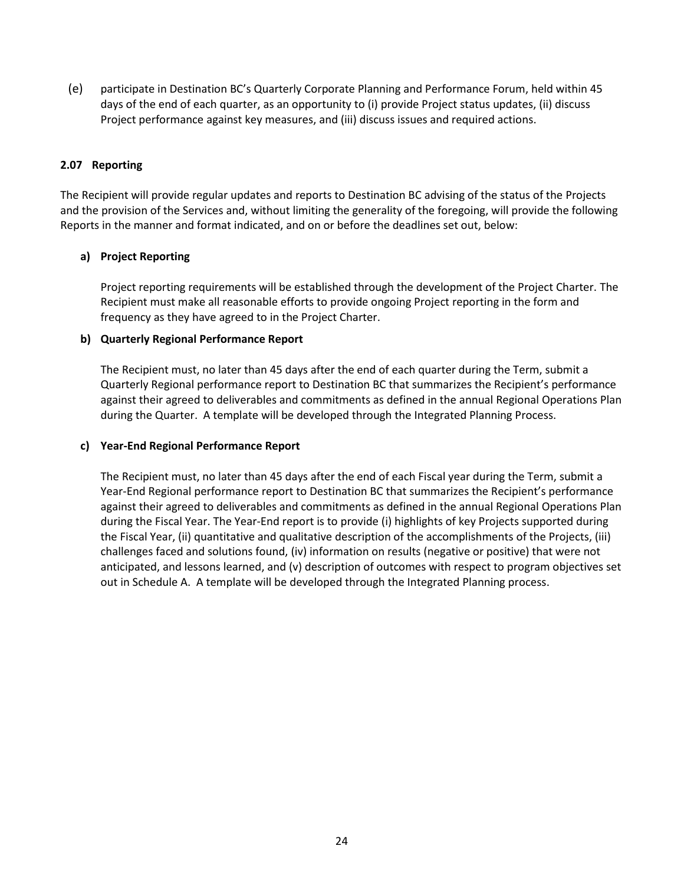(e) participate in Destination BC's Quarterly Corporate Planning and Performance Forum, held within 45 days of the end of each quarter, as an opportunity to (i) provide Project status updates, (ii) discuss Project performance against key measures, and (iii) discuss issues and required actions.

**2.07 Reporting**

The Recipient will provide regular updates and reports to Destination BC advising of the status of the Projects and the provision of the Services and, without limiting the generality of the foregoing, will provide the following Reports in the manner and format indicated, and on or before the deadlines set out, below:

**a) Project Reporting**

Project reporting requirements will be established through the development of the Project Charter. The Recipient must make all reasonable efforts to provide ongoing Project reporting in the form and frequency as they have agreed to in the Project Charter.

**b) Quarterly Regional Performance Report**

The Recipient must, no later than 45 days after the end of each quarter during the Term, submit a Quarterly Regional performance report to Destination BC that summarizes the Recipient's performance against their agreed to deliverables and commitments as defined in the annual Regional Operations Plan during the Quarter. A template will be developed through the Integrated Planning Process.

**c) Year-End Regional Performance Report**

The Recipient must, no later than 45 days after the end of each Fiscal year during the Term, submit a Year-End Regional performance report to Destination BC that summarizes the Recipient's performance against their agreed to deliverables and commitments as defined in the annual Regional Operations Plan during the Fiscal Year. The Year-End report is to provide (i) highlights of key Projects supported during the Fiscal Year, (ii) quantitative and qualitative description of the accomplishments of the Projects, (iii) challenges faced and solutions found, (iv) information on results (negative or positive) that were not anticipated, and lessons learned, and (v) description of outcomes with respect to program objectives set out in Schedule A. A template will be developed through the Integrated Planning process.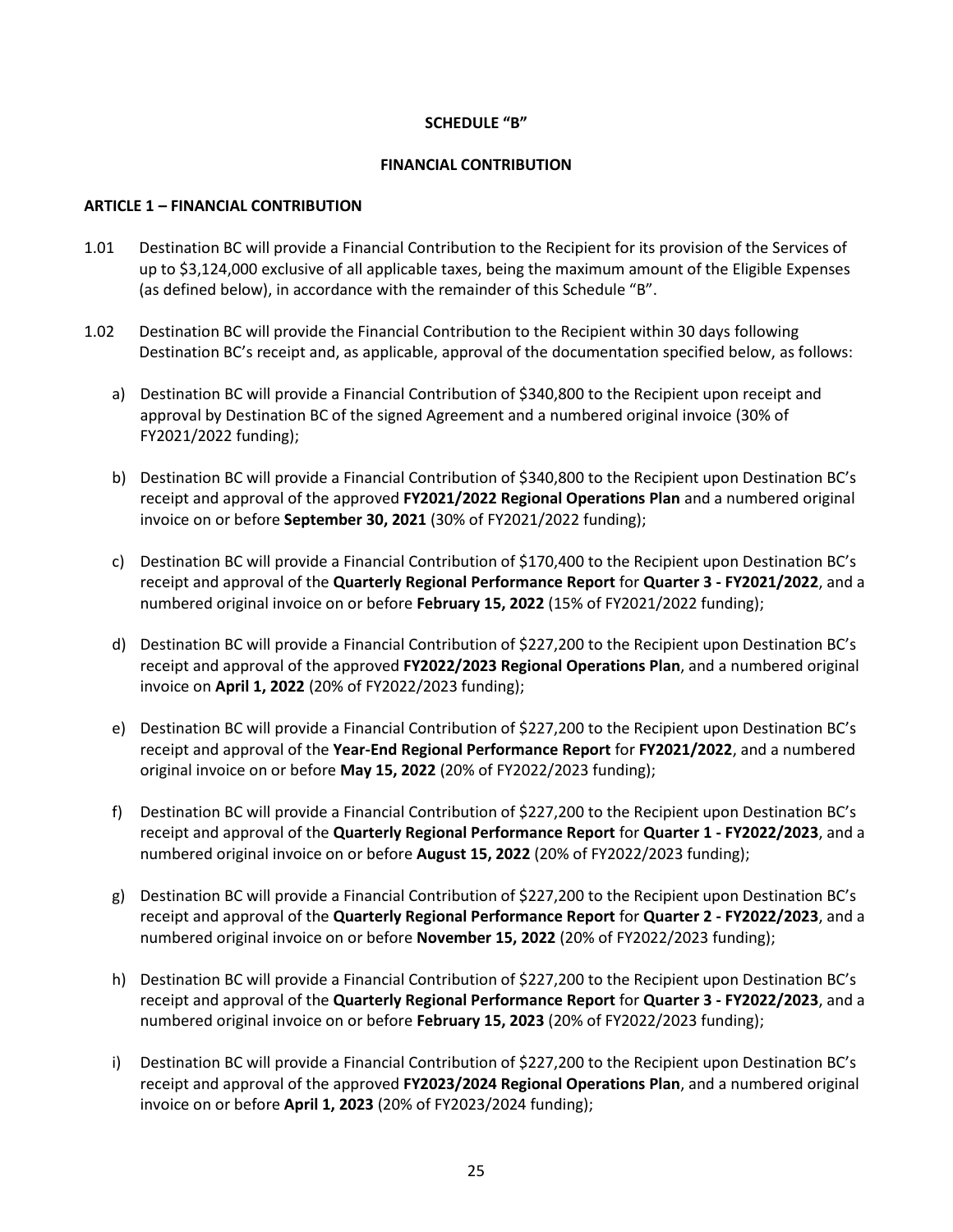**SCHEDULE "B"**

**FINANCIAL CONTRIBUTION**

**ARTICLE 1 – FINANCIAL CONTRIBUTION**

1.01 Destination BC will provide a Financial Contribution to the Recipient for its provision of the Services of up to $3,124,000 exclusive of all applicable taxes, being the maximum amount of the Eligible Expenses (as defined below), in accordance with the remainder of this Schedule "B".

1.02 Destination BC will provide the Financial Contribution to the Recipient within 30 days following Destination BC's receipt and, as applicable, approval of the documentation specified below, as follows:

a) Destination BC will provide a Financial Contribution of $340,800 to the Recipient upon receipt and approval by Destination BC of the signed Agreement and a numbered original invoice (30% of FY2021/2022 funding);

b) Destination BC will provide a Financial Contribution of $340,800 to the Recipient upon Destination BC's receipt and approval of the approved **FY2021/2022 Regional Operations Plan** and a numbered original invoice on or before **September 30, 2021** (30% of FY2021/2022 funding);

c) Destination BC will provide a Financial Contribution of $170,400 to the Recipient upon Destination BC's receipt and approval of the **Quarterly Regional Performance Report** for **Quarter 3 - FY2021/2022**, and a numbered original invoice on or before **February 15, 2022** (15% of FY2021/2022 funding);

d) Destination BC will provide a Financial Contribution of $227,200 to the Recipient upon Destination BC's receipt and approval of the approved **FY2022/2023 Regional Operations Plan**, and a numbered original invoice on **April 1, 2022** (20% of FY2022/2023 funding);

e) Destination BC will provide a Financial Contribution of $227,200 to the Recipient upon Destination BC's receipt and approval of the **Year-End Regional Performance Report** for **FY2021/2022**, and a numbered original invoice on or before **May 15, 2022** (20% of FY2022/2023 funding);

f) Destination BC will provide a Financial Contribution of $227,200 to the Recipient upon Destination BC's receipt and approval of the **Quarterly Regional Performance Report** for **Quarter 1 - FY2022/2023**, and a numbered original invoice on or before **August 15, 2022** (20% of FY2022/2023 funding);

g) Destination BC will provide a Financial Contribution of $227,200 to the Recipient upon Destination BC's receipt and approval of the **Quarterly Regional Performance Report** for **Quarter 2 - FY2022/2023**, and a numbered original invoice on or before **November 15, 2022** (20% of FY2022/2023 funding);

h) Destination BC will provide a Financial Contribution of $227,200 to the Recipient upon Destination BC's receipt and approval of the **Quarterly Regional Performance Report** for **Quarter 3 - FY2022/2023**, and a numbered original invoice on or before **February 15, 2023** (20% of FY2022/2023 funding);

i) Destination BC will provide a Financial Contribution of $227,200 to the Recipient upon Destination BC's receipt and approval of the approved **FY2023/2024 Regional Operations Plan**, and a numbered original invoice on or before **April 1, 2023** (20% of FY2023/2024 funding);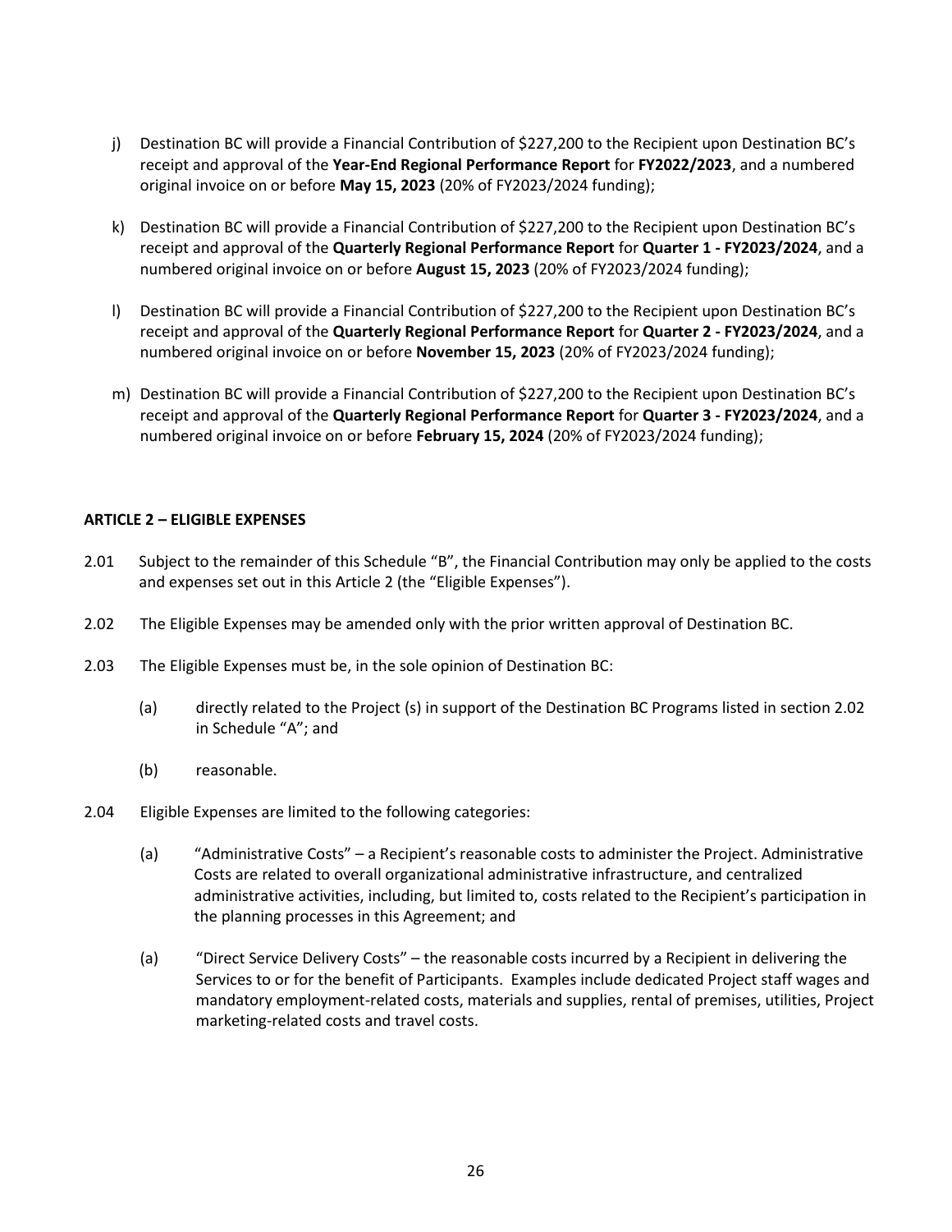j) Destination BC will provide a Financial Contribution of $227,200 to the Recipient upon Destination BC's receipt and approval of the **Year-End Regional Performance Report** for **FY2022/2023**, and a numbered original invoice on or before **May 15, 2023** (20% of FY2023/2024 funding);

k) Destination BC will provide a Financial Contribution of $227,200 to the Recipient upon Destination BC's receipt and approval of the **Quarterly Regional Performance Report** for **Quarter 1 - FY2023/2024**, and a numbered original invoice on or before **August 15, 2023** (20% of FY2023/2024 funding);

l) Destination BC will provide a Financial Contribution of $227,200 to the Recipient upon Destination BC's receipt and approval of the **Quarterly Regional Performance Report** for **Quarter 2 - FY2023/2024**, and a numbered original invoice on or before **November 15, 2023** (20% of FY2023/2024 funding);

m) Destination BC will provide a Financial Contribution of $227,200 to the Recipient upon Destination BC's receipt and approval of the **Quarterly Regional Performance Report** for **Quarter 3 - FY2023/2024**, and a numbered original invoice on or before **February 15, 2024** (20% of FY2023/2024 funding);

**ARTICLE 2 – ELIGIBLE EXPENSES**

2.01 Subject to the remainder of this Schedule "B", the Financial Contribution may only be applied to the costs and expenses set out in this Article 2 (the "Eligible Expenses").

2.02 The Eligible Expenses may be amended only with the prior written approval of Destination BC.

2.03 The Eligible Expenses must be, in the sole opinion of Destination BC:

(a) directly related to the Project (s) in support of the Destination BC Programs listed in section 2.02 in Schedule "A"; and

(b) reasonable.

2.04 Eligible Expenses are limited to the following categories:

(a) "Administrative Costs" – a Recipient's reasonable costs to administer the Project. Administrative Costs are related to overall organizational administrative infrastructure, and centralized administrative activities, including, but limited to, costs related to the Recipient's participation in the planning processes in this Agreement; and

(a) "Direct Service Delivery Costs" – the reasonable costs incurred by a Recipient in delivering the Services to or for the benefit of Participants. Examples include dedicated Project staff wages and mandatory employment-related costs, materials and supplies, rental of premises, utilities, Project marketing-related costs and travel costs.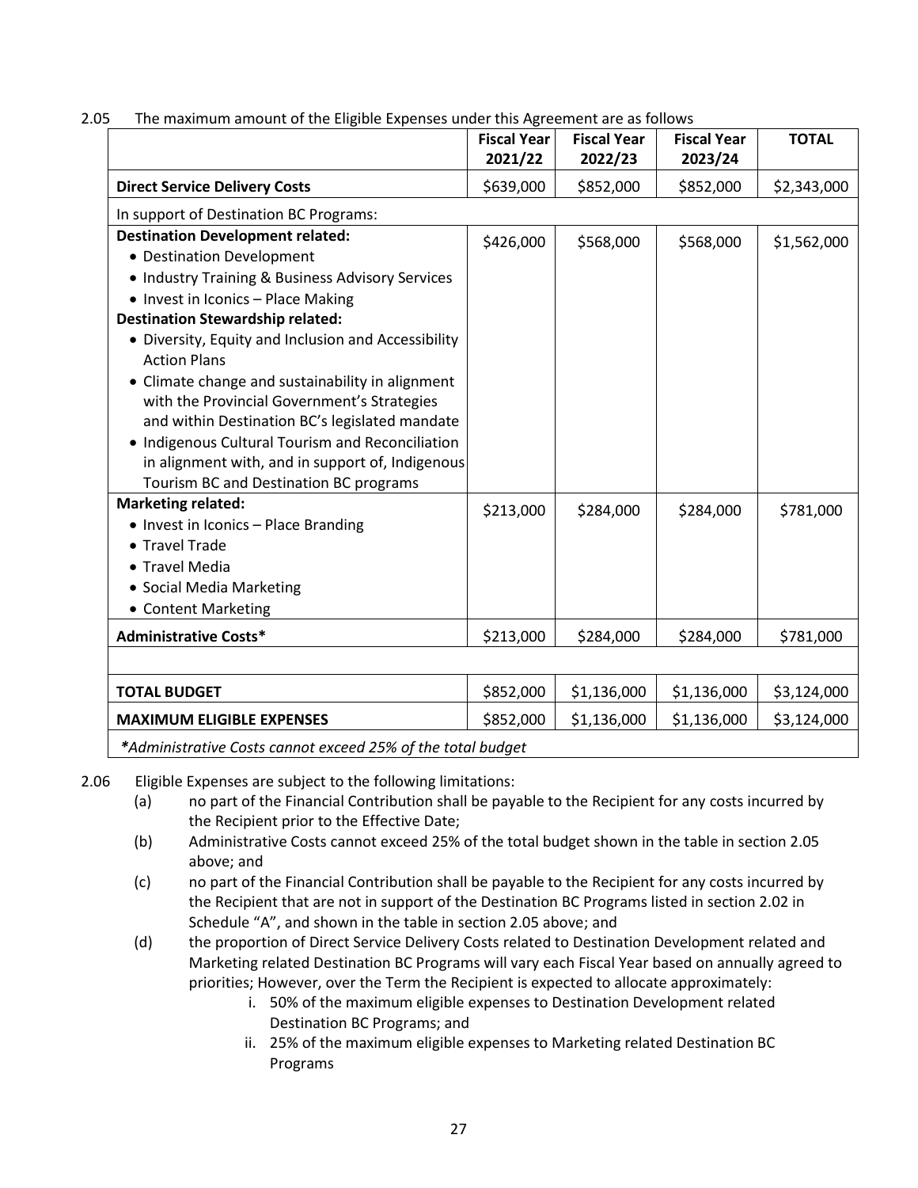2.05 The maximum amount of the Eligible Expenses under this Agreement are as follows

| | Fiscal Year 2021/22 | Fiscal Year 2022/23 | Fiscal Year 2023/24 | TOTAL |
|---|---|---|---|---|
| **Direct Service Delivery Costs** | $639,000 | $852,000 | $852,000 | $2,343,000 |
| In support of Destination BC Programs: | | | | |
| **Destination Development related:**<br>• Destination Development<br>• Industry Training & Business Advisory Services<br>• Invest in Iconics – Place Making<br>**Destination Stewardship related:**<br>• Diversity, Equity and Inclusion and Accessibility Action Plans<br>• Climate change and sustainability in alignment with the Provincial Government's Strategies and within Destination BC's legislated mandate<br>• Indigenous Cultural Tourism and Reconciliation in alignment with, and in support of, Indigenous Tourism BC and Destination BC programs | $426,000 | $568,000 | $568,000 | $1,562,000 |
| **Marketing related:**<br>• Invest in Iconics – Place Branding<br>• Travel Trade<br>• Travel Media<br>• Social Media Marketing<br>• Content Marketing | $213,000 | $284,000 | $284,000 | $781,000 |
| **Administrative Costs*** | $213,000 | $284,000 | $284,000 | $781,000 |
| | | | | |
| **TOTAL BUDGET** | $852,000 | $1,136,000 | $1,136,000 | $3,124,000 |
| **MAXIMUM ELIGIBLE EXPENSES** | $852,000 | $1,136,000 | $1,136,000 | $3,124,000 |

***Administrative Costs cannot exceed 25% of the total budget***

2.06 Eligible Expenses are subject to the following limitations:

(a) no part of the Financial Contribution shall be payable to the Recipient for any costs incurred by the Recipient prior to the Effective Date;

(b) Administrative Costs cannot exceed 25% of the total budget shown in the table in section 2.05 above; and

(c) no part of the Financial Contribution shall be payable to the Recipient for any costs incurred by the Recipient that are not in support of the Destination BC Programs listed in section 2.02 in Schedule "A", and shown in the table in section 2.05 above; and

(d) the proportion of Direct Service Delivery Costs related to Destination Development related and Marketing related Destination BC Programs will vary each Fiscal Year based on annually agreed to priorities; However, over the Term the Recipient is expected to allocate approximately:

i. 50% of the maximum eligible expenses to Destination Development related Destination BC Programs; and

ii. 25% of the maximum eligible expenses to Marketing related Destination BC Programs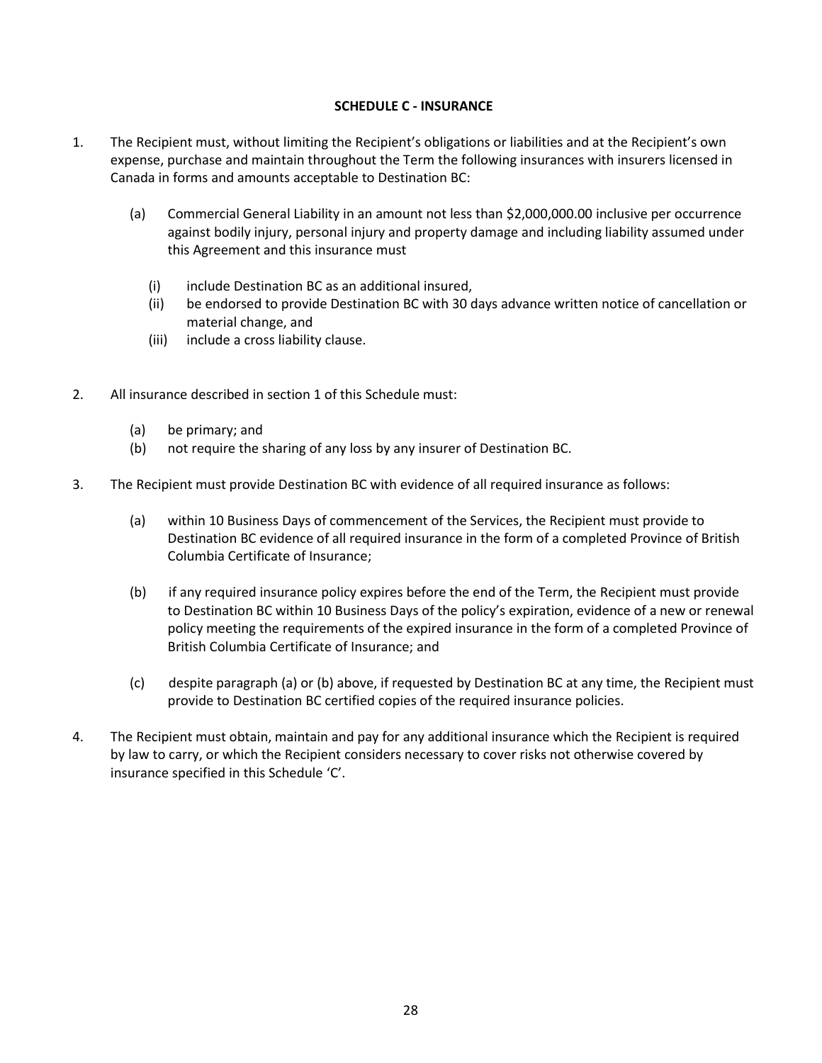**SCHEDULE C - INSURANCE**

1. The Recipient must, without limiting the Recipient's obligations or liabilities and at the Recipient's own expense, purchase and maintain throughout the Term the following insurances with insurers licensed in Canada in forms and amounts acceptable to Destination BC:

   (a) Commercial General Liability in an amount not less than $2,000,000.00 inclusive per occurrence against bodily injury, personal injury and property damage and including liability assumed under this Agreement and this insurance must

      (i) include Destination BC as an additional insured,
      (ii) be endorsed to provide Destination BC with 30 days advance written notice of cancellation or material change, and
      (iii) include a cross liability clause.

2. All insurance described in section 1 of this Schedule must:

   (a) be primary; and
   (b) not require the sharing of any loss by any insurer of Destination BC.

3. The Recipient must provide Destination BC with evidence of all required insurance as follows:

   (a) within 10 Business Days of commencement of the Services, the Recipient must provide to Destination BC evidence of all required insurance in the form of a completed Province of British Columbia Certificate of Insurance;

   (b) if any required insurance policy expires before the end of the Term, the Recipient must provide to Destination BC within 10 Business Days of the policy's expiration, evidence of a new or renewal policy meeting the requirements of the expired insurance in the form of a completed Province of British Columbia Certificate of Insurance; and

   (c) despite paragraph (a) or (b) above, if requested by Destination BC at any time, the Recipient must provide to Destination BC certified copies of the required insurance policies.

4. The Recipient must obtain, maintain and pay for any additional insurance which the Recipient is required by law to carry, or which the Recipient considers necessary to cover risks not otherwise covered by insurance specified in this Schedule 'C'.